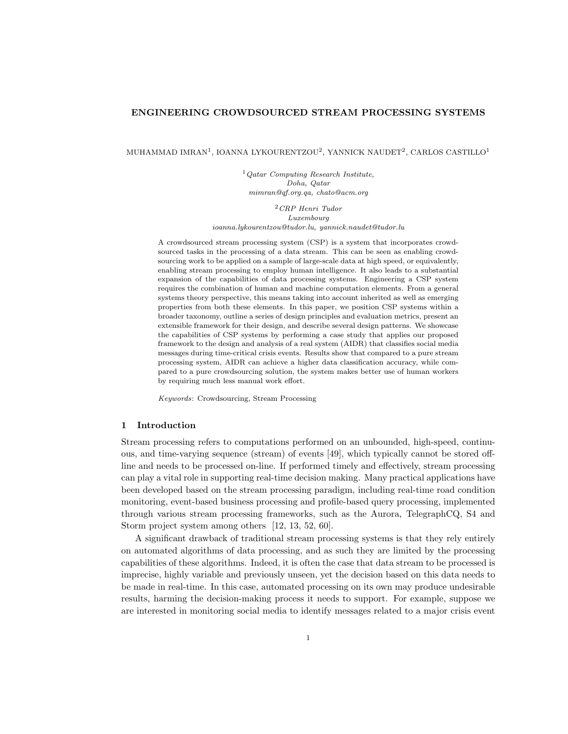# ENGINEERING CROWDSOURCED STREAM PROCESSING SYSTEMS

MUHAMMAD IMRAN[1], IOANNA LYKOURENTZOU[2], YANNICK NAUDET[2], CARLOS CASTILLO[1]

[1] *Qatar Computing Research Institute,*
*Doha, Qatar*
*mimran@qf.org.qa, chato@acm.org*

[2] *CRP Henri Tudor*
*Luxembourg*
*ioanna.lykourentzou@tudor.lu, yannick.naudet@tudor.lu*

A crowdsourced stream processing system (CSP) is a system that incorporates crowdsourced tasks in the processing of a data stream. This can be seen as enabling crowdsourcing work to be applied on a sample of large-scale data at high speed, or equivalently, enabling stream processing to employ human intelligence. It also leads to a substantial expansion of the capabilities of data processing systems. Engineering a CSP system requires the combination of human and machine computation elements. From a general systems theory perspective, this means taking into account inherited as well as emerging properties from both these elements. In this paper, we position CSP systems within a broader taxonomy, outline a series of design principles and evaluation metrics, present an extensible framework for their design, and describe several design patterns. We showcase the capabilities of CSP systems by performing a case study that applies our proposed framework to the design and analysis of a real system (AIDR) that classifies social media messages during time-critical crisis events. Results show that compared to a pure stream processing system, AIDR can achieve a higher data classification accuracy, while compared to a pure crowdsourcing solution, the system makes better use of human workers by requiring much less manual work effort.

*Keywords*: Crowdsourcing, Stream Processing

## 1 Introduction

Stream processing refers to computations performed on an unbounded, high-speed, continuous, and time-varying sequence (stream) of events [49], which typically cannot be stored offline and needs to be processed on-line. If performed timely and effectively, stream processing can play a vital role in supporting real-time decision making. Many practical applications have been developed based on the stream processing paradigm, including real-time road condition monitoring, event-based business processing and profile-based query processing, implemented through various stream processing frameworks, such as the Aurora, TelegraphCQ, S4 and Storm project system among others [12, 13, 52, 60].

A significant drawback of traditional stream processing systems is that they rely entirely on automated algorithms of data processing, and as such they are limited by the processing capabilities of these algorithms. Indeed, it is often the case that data stream to be processed is imprecise, highly variable and previously unseen, yet the decision based on this data needs to be made in real-time. In this case, automated processing on its own may produce undesirable results, harming the decision-making process it needs to support. For example, suppose we are interested in monitoring social media to identify messages related to a major crisis event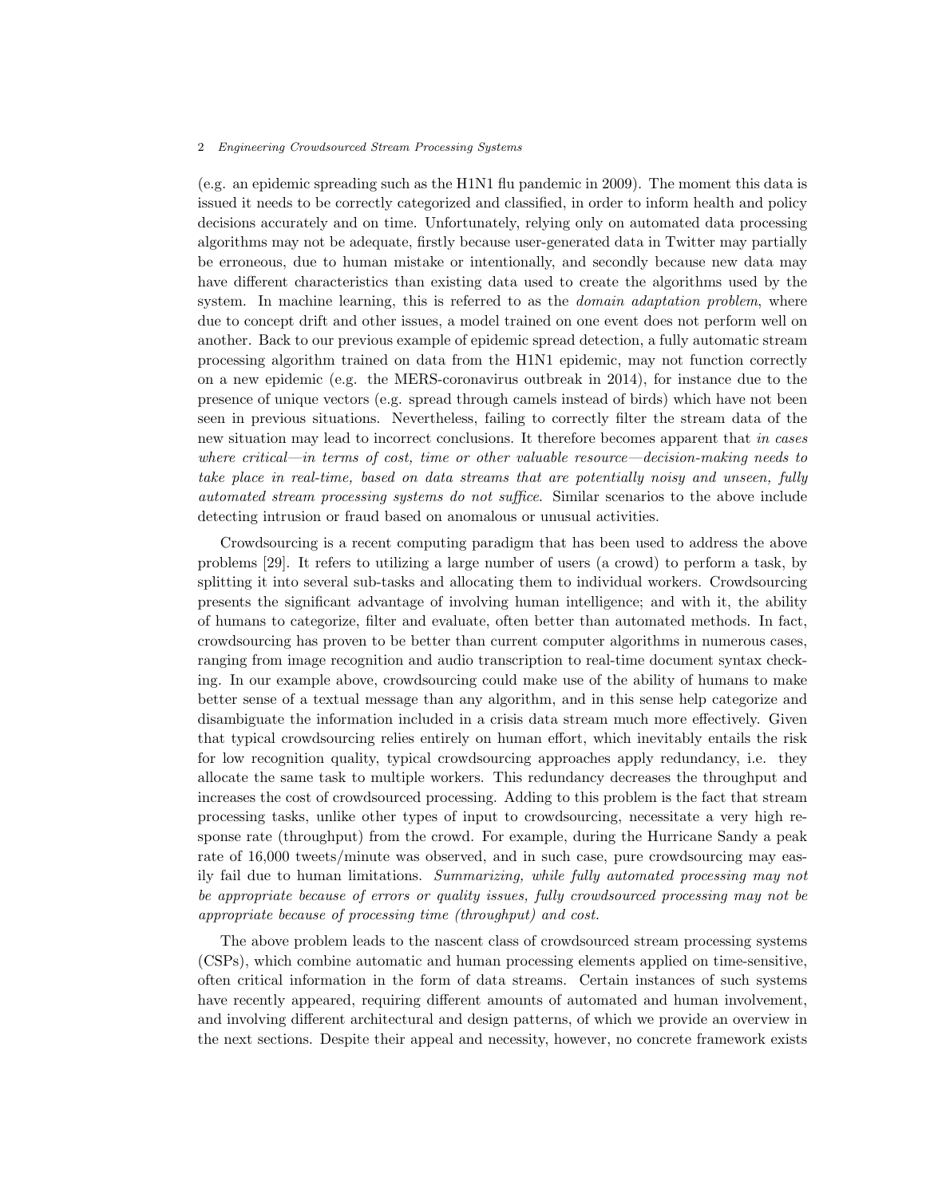(e.g. an epidemic spreading such as the H1N1 flu pandemic in 2009). The moment this data is issued it needs to be correctly categorized and classified, in order to inform health and policy decisions accurately and on time. Unfortunately, relying only on automated data processing algorithms may not be adequate, firstly because user-generated data in Twitter may partially be erroneous, due to human mistake or intentionally, and secondly because new data may have different characteristics than existing data used to create the algorithms used by the system. In machine learning, this is referred to as the *domain adaptation problem*, where due to concept drift and other issues, a model trained on one event does not perform well on another. Back to our previous example of epidemic spread detection, a fully automatic stream processing algorithm trained on data from the H1N1 epidemic, may not function correctly on a new epidemic (e.g. the MERS-coronavirus outbreak in 2014), for instance due to the presence of unique vectors (e.g. spread through camels instead of birds) which have not been seen in previous situations. Nevertheless, failing to correctly filter the stream data of the new situation may lead to incorrect conclusions. It therefore becomes apparent that *in cases where critical—in terms of cost, time or other valuable resource—decision-making needs to take place in real-time, based on data streams that are potentially noisy and unseen, fully automated stream processing systems do not suffice*. Similar scenarios to the above include detecting intrusion or fraud based on anomalous or unusual activities.

Crowdsourcing is a recent computing paradigm that has been used to address the above problems [29]. It refers to utilizing a large number of users (a crowd) to perform a task, by splitting it into several sub-tasks and allocating them to individual workers. Crowdsourcing presents the significant advantage of involving human intelligence; and with it, the ability of humans to categorize, filter and evaluate, often better than automated methods. In fact, crowdsourcing has proven to be better than current computer algorithms in numerous cases, ranging from image recognition and audio transcription to real-time document syntax checking. In our example above, crowdsourcing could make use of the ability of humans to make better sense of a textual message than any algorithm, and in this sense help categorize and disambiguate the information included in a crisis data stream much more effectively. Given that typical crowdsourcing relies entirely on human effort, which inevitably entails the risk for low recognition quality, typical crowdsourcing approaches apply redundancy, i.e. they allocate the same task to multiple workers. This redundancy decreases the throughput and increases the cost of crowdsourced processing. Adding to this problem is the fact that stream processing tasks, unlike other types of input to crowdsourcing, necessitate a very high response rate (throughput) from the crowd. For example, during the Hurricane Sandy a peak rate of 16,000 tweets/minute was observed, and in such case, pure crowdsourcing may easily fail due to human limitations. *Summarizing, while fully automated processing may not be appropriate because of errors or quality issues, fully crowdsourced processing may not be appropriate because of processing time (throughput) and cost.*

The above problem leads to the nascent class of crowdsourced stream processing systems (CSPs), which combine automatic and human processing elements applied on time-sensitive, often critical information in the form of data streams. Certain instances of such systems have recently appeared, requiring different amounts of automated and human involvement, and involving different architectural and design patterns, of which we provide an overview in the next sections. Despite their appeal and necessity, however, no concrete framework exists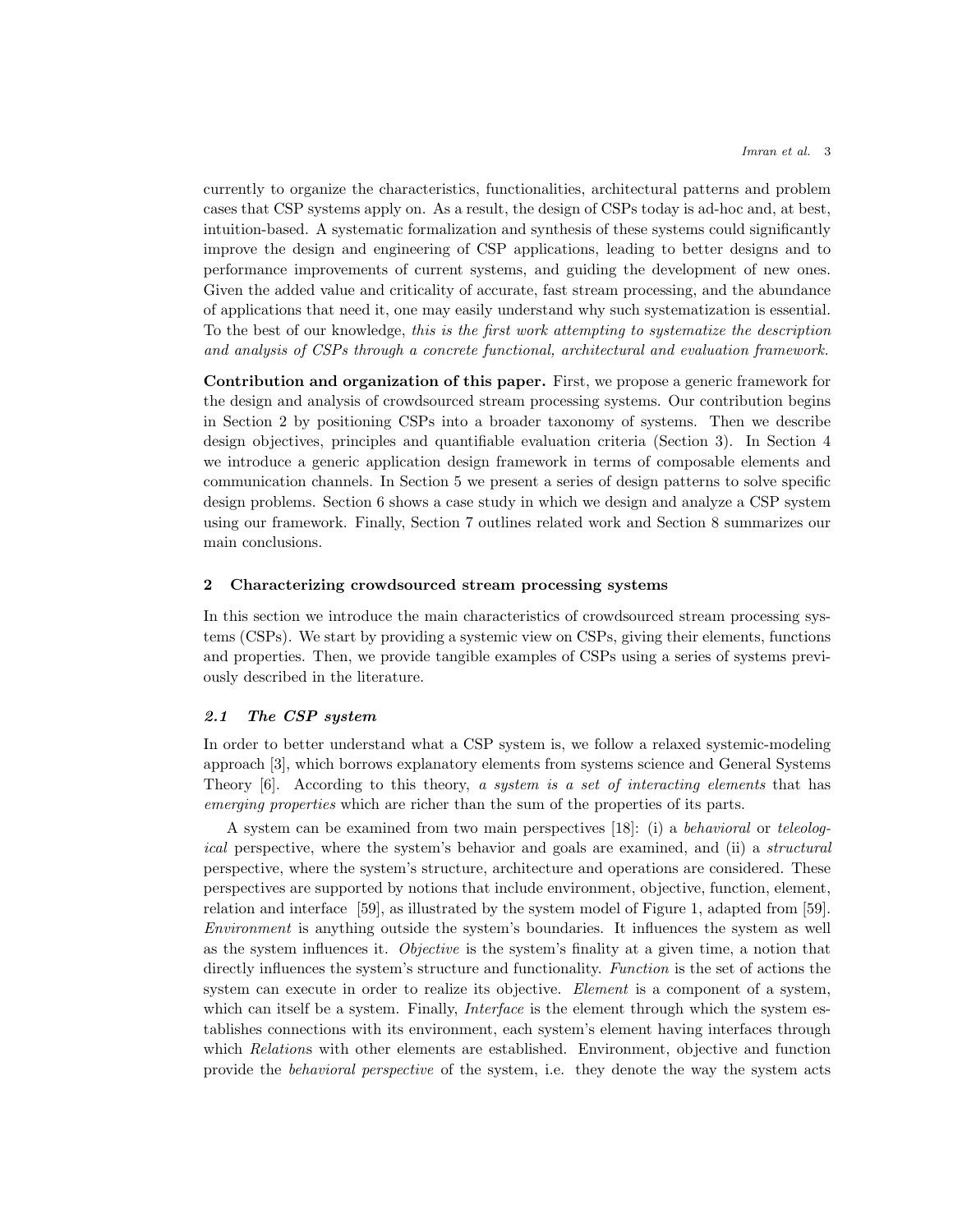currently to organize the characteristics, functionalities, architectural patterns and problem cases that CSP systems apply on. As a result, the design of CSPs today is ad-hoc and, at best, intuition-based. A systematic formalization and synthesis of these systems could significantly improve the design and engineering of CSP applications, leading to better designs and to performance improvements of current systems, and guiding the development of new ones. Given the added value and criticality of accurate, fast stream processing, and the abundance of applications that need it, one may easily understand why such systematization is essential. To the best of our knowledge, *this is the first work attempting to systematize the description and analysis of CSPs through a concrete functional, architectural and evaluation framework.*

**Contribution and organization of this paper.** First, we propose a generic framework for the design and analysis of crowdsourced stream processing systems. Our contribution begins in Section 2 by positioning CSPs into a broader taxonomy of systems. Then we describe design objectives, principles and quantifiable evaluation criteria (Section 3). In Section 4 we introduce a generic application design framework in terms of composable elements and communication channels. In Section 5 we present a series of design patterns to solve specific design problems. Section 6 shows a case study in which we design and analyze a CSP system using our framework. Finally, Section 7 outlines related work and Section 8 summarizes our main conclusions.

## 2 Characterizing crowdsourced stream processing systems

In this section we introduce the main characteristics of crowdsourced stream processing systems (CSPs). We start by providing a systemic view on CSPs, giving their elements, functions and properties. Then, we provide tangible examples of CSPs using a series of systems previously described in the literature.

### *2.1 The CSP system*

In order to better understand what a CSP system is, we follow a relaxed systemic-modeling approach [3], which borrows explanatory elements from systems science and General Systems Theory [6]. According to this theory, *a system is a set of interacting elements* that has *emerging properties* which are richer than the sum of the properties of its parts.

A system can be examined from two main perspectives [18]: (i) a *behavioral* or *teleological* perspective, where the system's behavior and goals are examined, and (ii) a *structural* perspective, where the system's structure, architecture and operations are considered. These perspectives are supported by notions that include environment, objective, function, element, relation and interface [59], as illustrated by the system model of Figure 1, adapted from [59]. *Environment* is anything outside the system's boundaries. It influences the system as well as the system influences it. *Objective* is the system's finality at a given time, a notion that directly influences the system's structure and functionality. *Function* is the set of actions the system can execute in order to realize its objective. *Element* is a component of a system, which can itself be a system. Finally, *Interface* is the element through which the system establishes connections with its environment, each system's element having interfaces through which *Relation*s with other elements are established. Environment, objective and function provide the *behavioral perspective* of the system, i.e. they denote the way the system acts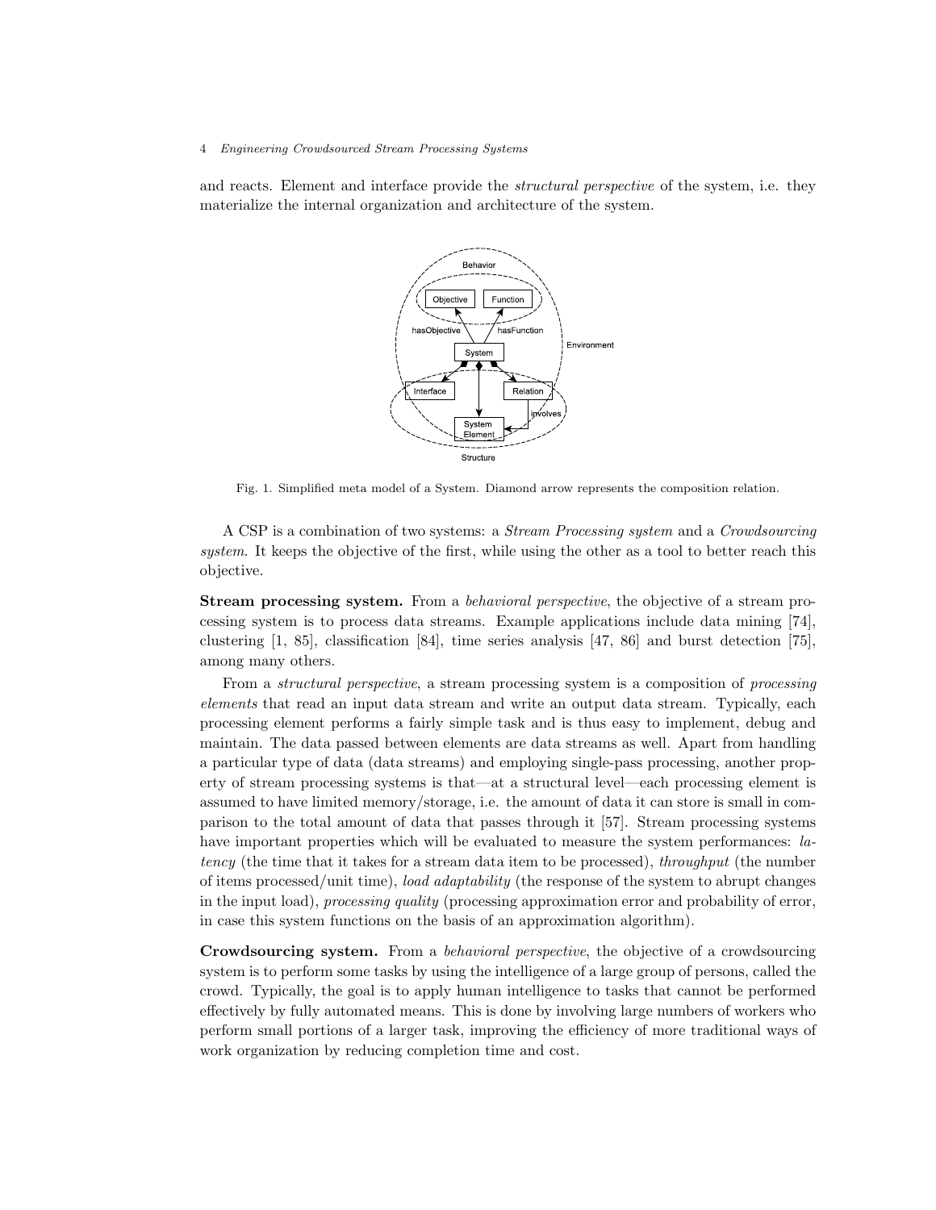and reacts. Element and interface provide the *structural perspective* of the system, i.e. they materialize the internal organization and architecture of the system.

Fig. 1. Simplified meta model of a System. Diamond arrow represents the composition relation.

A CSP is a combination of two systems: a *Stream Processing system* and a *Crowdsourcing system*. It keeps the objective of the first, while using the other as a tool to better reach this objective.

**Stream processing system.** From a *behavioral perspective*, the objective of a stream processing system is to process data streams. Example applications include data mining [74], clustering [1, 85], classification [84], time series analysis [47, 86] and burst detection [75], among many others.

From a *structural perspective*, a stream processing system is a composition of *processing elements* that read an input data stream and write an output data stream. Typically, each processing element performs a fairly simple task and is thus easy to implement, debug and maintain. The data passed between elements are data streams as well. Apart from handling a particular type of data (data streams) and employing single-pass processing, another property of stream processing systems is that—at a structural level—each processing element is assumed to have limited memory/storage, i.e. the amount of data it can store is small in comparison to the total amount of data that passes through it [57]. Stream processing systems have important properties which will be evaluated to measure the system performances: *latency* (the time that it takes for a stream data item to be processed), *throughput* (the number of items processed/unit time), *load adaptability* (the response of the system to abrupt changes in the input load), *processing quality* (processing approximation error and probability of error, in case this system functions on the basis of an approximation algorithm).

**Crowdsourcing system.** From a *behavioral perspective*, the objective of a crowdsourcing system is to perform some tasks by using the intelligence of a large group of persons, called the crowd. Typically, the goal is to apply human intelligence to tasks that cannot be performed effectively by fully automated means. This is done by involving large numbers of workers who perform small portions of a larger task, improving the efficiency of more traditional ways of work organization by reducing completion time and cost.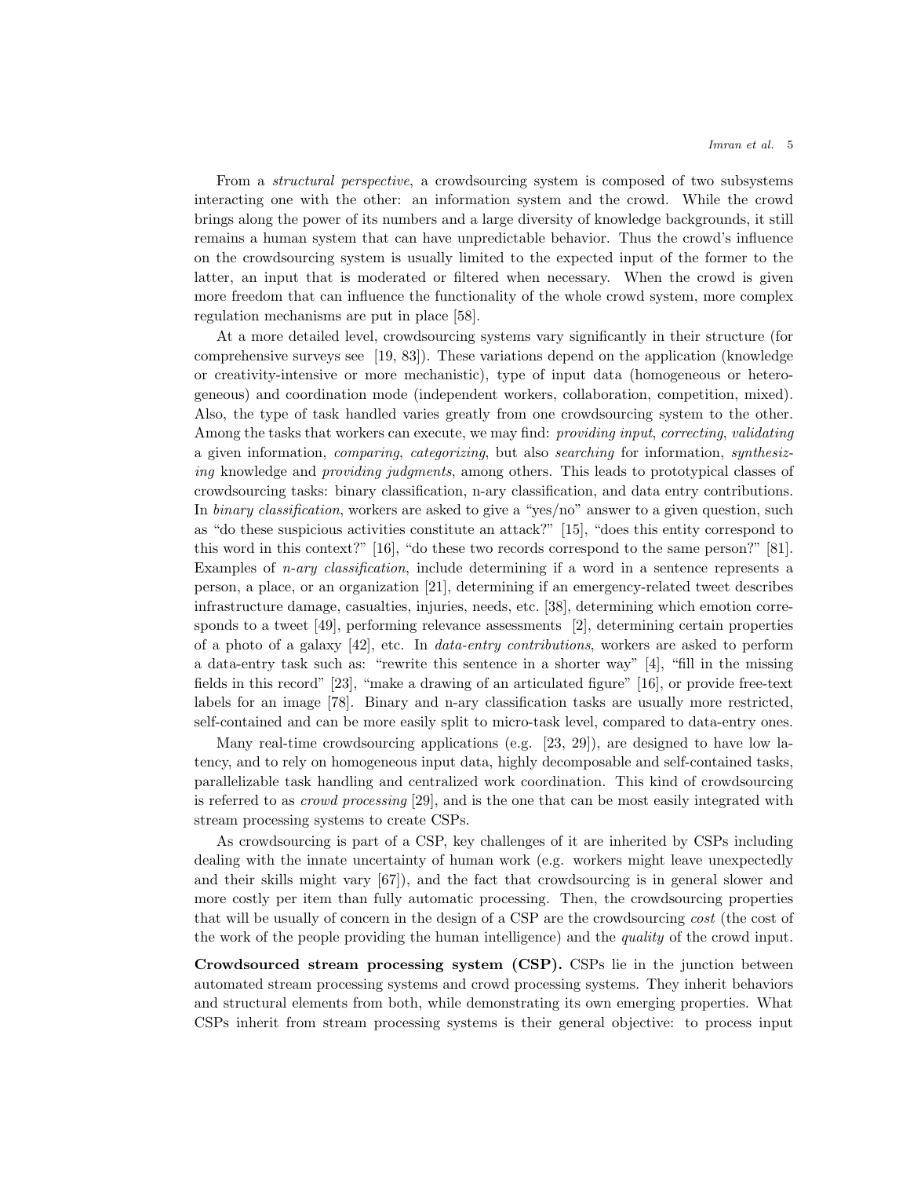From a *structural perspective*, a crowdsourcing system is composed of two subsystems interacting one with the other: an information system and the crowd. While the crowd brings along the power of its numbers and a large diversity of knowledge backgrounds, it still remains a human system that can have unpredictable behavior. Thus the crowd's influence on the crowdsourcing system is usually limited to the expected input of the former to the latter, an input that is moderated or filtered when necessary. When the crowd is given more freedom that can influence the functionality of the whole crowd system, more complex regulation mechanisms are put in place [58].

At a more detailed level, crowdsourcing systems vary significantly in their structure (for comprehensive surveys see [19, 83]). These variations depend on the application (knowledge or creativity-intensive or more mechanistic), type of input data (homogeneous or heterogeneous) and coordination mode (independent workers, collaboration, competition, mixed). Also, the type of task handled varies greatly from one crowdsourcing system to the other. Among the tasks that workers can execute, we may find: *providing input*, *correcting*, *validating* a given information, *comparing*, *categorizing*, but also *searching* for information, *synthesizing* knowledge and *providing judgments*, among others. This leads to prototypical classes of crowdsourcing tasks: binary classification, n-ary classification, and data entry contributions. In *binary classification*, workers are asked to give a "yes/no" answer to a given question, such as "do these suspicious activities constitute an attack?" [15], "does this entity correspond to this word in this context?" [16], "do these two records correspond to the same person?" [81]. Examples of *n-ary classification*, include determining if a word in a sentence represents a person, a place, or an organization [21], determining if an emergency-related tweet describes infrastructure damage, casualties, injuries, needs, etc. [38], determining which emotion corresponds to a tweet [49], performing relevance assessments [2], determining certain properties of a photo of a galaxy [42], etc. In *data-entry contributions*, workers are asked to perform a data-entry task such as: "rewrite this sentence in a shorter way" [4], "fill in the missing fields in this record" [23], "make a drawing of an articulated figure" [16], or provide free-text labels for an image [78]. Binary and n-ary classification tasks are usually more restricted, self-contained and can be more easily split to micro-task level, compared to data-entry ones.

Many real-time crowdsourcing applications (e.g. [23, 29]), are designed to have low latency, and to rely on homogeneous input data, highly decomposable and self-contained tasks, parallelizable task handling and centralized work coordination. This kind of crowdsourcing is referred to as *crowd processing* [29], and is the one that can be most easily integrated with stream processing systems to create CSPs.

As crowdsourcing is part of a CSP, key challenges of it are inherited by CSPs including dealing with the innate uncertainty of human work (e.g. workers might leave unexpectedly and their skills might vary [67]), and the fact that crowdsourcing is in general slower and more costly per item than fully automatic processing. Then, the crowdsourcing properties that will be usually of concern in the design of a CSP are the crowdsourcing *cost* (the cost of the work of the people providing the human intelligence) and the *quality* of the crowd input.

**Crowdsourced stream processing system (CSP).** CSPs lie in the junction between automated stream processing systems and crowd processing systems. They inherit behaviors and structural elements from both, while demonstrating its own emerging properties. What CSPs inherit from stream processing systems is their general objective: to process input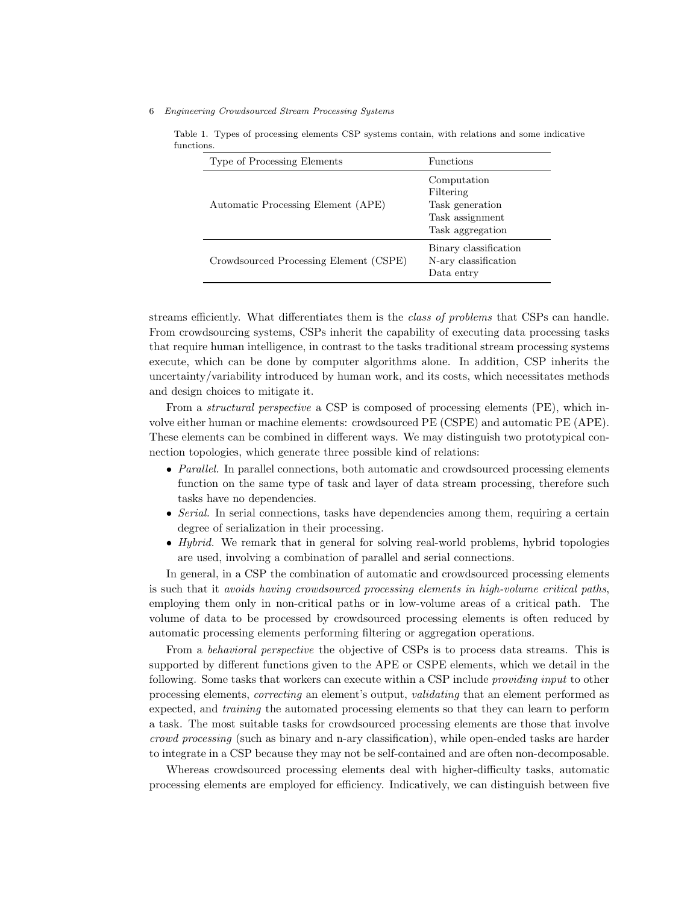Table 1. Types of processing elements CSP systems contain, with relations and some indicative functions.

| Type of Processing Elements | Functions |
| --- | --- |
| Automatic Processing Element (APE) | Computation<br>Filtering<br>Task generation<br>Task assignment<br>Task aggregation |
| Crowdsourced Processing Element (CSPE) | Binary classification<br>N-ary classification<br>Data entry |

streams efficiently. What differentiates them is the *class of problems* that CSPs can handle. From crowdsourcing systems, CSPs inherit the capability of executing data processing tasks that require human intelligence, in contrast to the tasks traditional stream processing systems execute, which can be done by computer algorithms alone. In addition, CSP inherits the uncertainty/variability introduced by human work, and its costs, which necessitates methods and design choices to mitigate it.

From a *structural perspective* a CSP is composed of processing elements (PE), which involve either human or machine elements: crowdsourced PE (CSPE) and automatic PE (APE). These elements can be combined in different ways. We may distinguish two prototypical connection topologies, which generate three possible kind of relations:

- *Parallel.* In parallel connections, both automatic and crowdsourced processing elements function on the same type of task and layer of data stream processing, therefore such tasks have no dependencies.
- *Serial.* In serial connections, tasks have dependencies among them, requiring a certain degree of serialization in their processing.
- *Hybrid.* We remark that in general for solving real-world problems, hybrid topologies are used, involving a combination of parallel and serial connections.

In general, in a CSP the combination of automatic and crowdsourced processing elements is such that it *avoids having crowdsourced processing elements in high-volume critical paths*, employing them only in non-critical paths or in low-volume areas of a critical path. The volume of data to be processed by crowdsourced processing elements is often reduced by automatic processing elements performing filtering or aggregation operations.

From a *behavioral perspective* the objective of CSPs is to process data streams. This is supported by different functions given to the APE or CSPE elements, which we detail in the following. Some tasks that workers can execute within a CSP include *providing input* to other processing elements, *correcting* an element's output, *validating* that an element performed as expected, and *training* the automated processing elements so that they can learn to perform a task. The most suitable tasks for crowdsourced processing elements are those that involve *crowd processing* (such as binary and n-ary classification), while open-ended tasks are harder to integrate in a CSP because they may not be self-contained and are often non-decomposable.

Whereas crowdsourced processing elements deal with higher-difficulty tasks, automatic processing elements are employed for efficiency. Indicatively, we can distinguish between five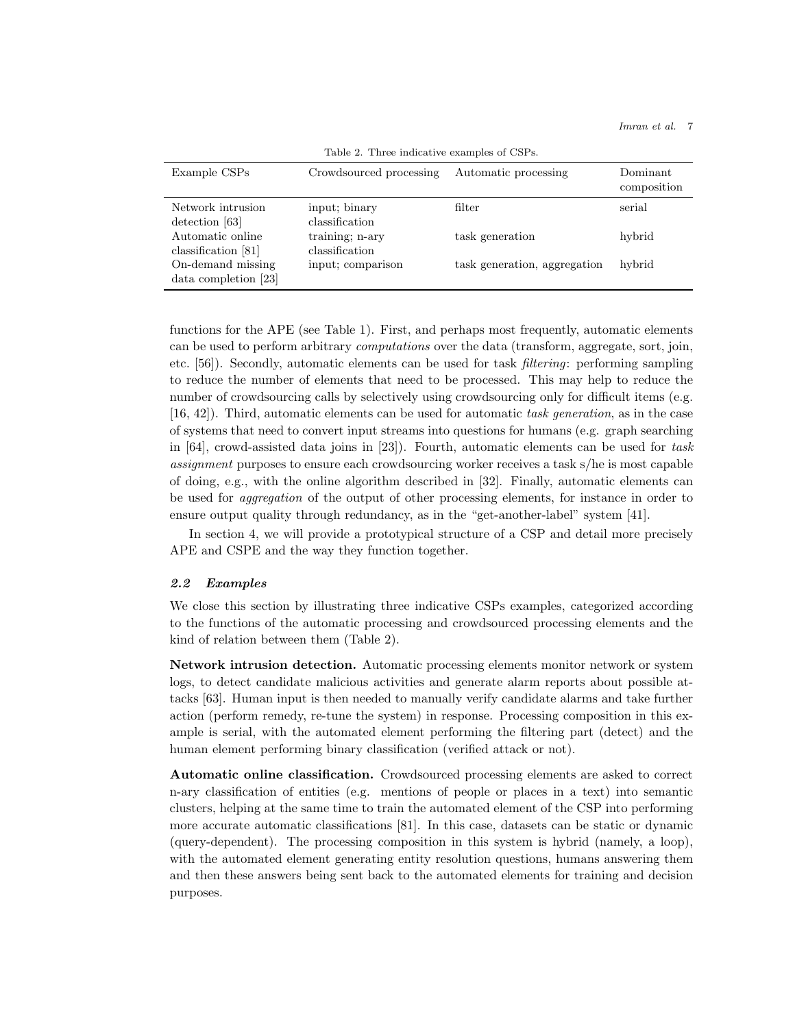Table 2. Three indicative examples of CSPs.

| Example CSPs | Crowdsourced processing | Automatic processing | Dominant composition |
|---|---|---|---|
| Network intrusion detection [63] | input; binary classification | filter | serial |
| Automatic online classification [81] | training; n-ary classification | task generation | hybrid |
| On-demand missing data completion [23] | input; comparison | task generation, aggregation | hybrid |

functions for the APE (see Table 1). First, and perhaps most frequently, automatic elements can be used to perform arbitrary *computations* over the data (transform, aggregate, sort, join, etc. [56]). Secondly, automatic elements can be used for task *filtering*: performing sampling to reduce the number of elements that need to be processed. This may help to reduce the number of crowdsourcing calls by selectively using crowdsourcing only for difficult items (e.g. [16, 42]). Third, automatic elements can be used for automatic *task generation*, as in the case of systems that need to convert input streams into questions for humans (e.g. graph searching in [64], crowd-assisted data joins in [23]). Fourth, automatic elements can be used for *task assignment* purposes to ensure each crowdsourcing worker receives a task s/he is most capable of doing, e.g., with the online algorithm described in [32]. Finally, automatic elements can be used for *aggregation* of the output of other processing elements, for instance in order to ensure output quality through redundancy, as in the "get-another-label" system [41].

In section 4, we will provide a prototypical structure of a CSP and detail more precisely APE and CSPE and the way they function together.

### 2.2 Examples

We close this section by illustrating three indicative CSPs examples, categorized according to the functions of the automatic processing and crowdsourced processing elements and the kind of relation between them (Table 2).

**Network intrusion detection.** Automatic processing elements monitor network or system logs, to detect candidate malicious activities and generate alarm reports about possible attacks [63]. Human input is then needed to manually verify candidate alarms and take further action (perform remedy, re-tune the system) in response. Processing composition in this example is serial, with the automated element performing the filtering part (detect) and the human element performing binary classification (verified attack or not).

**Automatic online classification.** Crowdsourced processing elements are asked to correct n-ary classification of entities (e.g. mentions of people or places in a text) into semantic clusters, helping at the same time to train the automated element of the CSP into performing more accurate automatic classifications [81]. In this case, datasets can be static or dynamic (query-dependent). The processing composition in this system is hybrid (namely, a loop), with the automated element generating entity resolution questions, humans answering them and then these answers being sent back to the automated elements for training and decision purposes.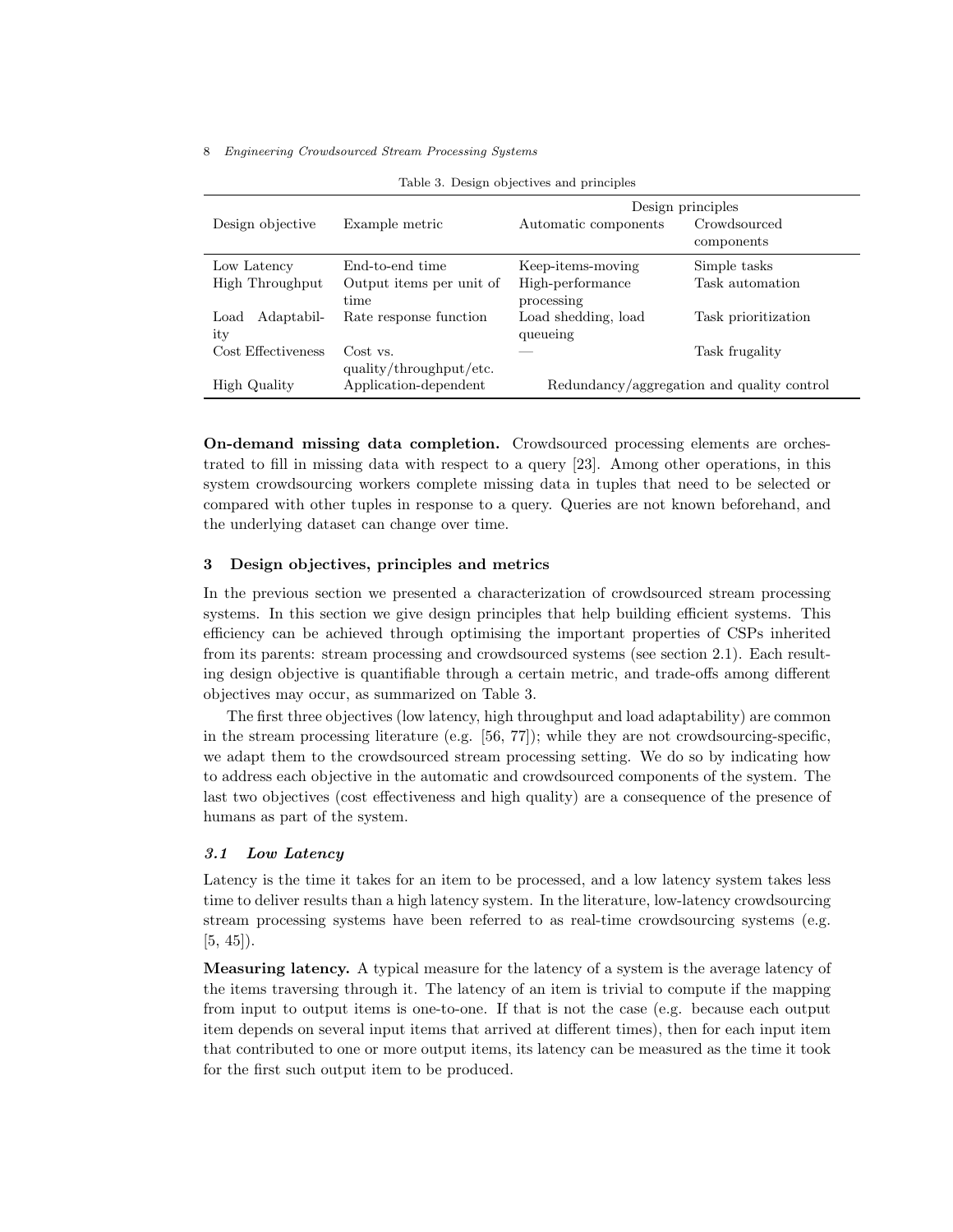Table 3. Design objectives and principles

| Design objective | Example metric | Design principles | |
|---|---|---|---|
| | | Automatic components | Crowdsourced components |
| Low Latency | End-to-end time | Keep-items-moving | Simple tasks |
| High Throughput | Output items per unit of time | High-performance processing | Task automation |
| Load Adaptability | Rate response function | Load shedding, load queueing | Task prioritization |
| Cost Effectiveness | Cost vs. quality/throughput/etc. | — | Task frugality |
| High Quality | Application-dependent | Redundancy/aggregation and quality control | |

**On-demand missing data completion.** Crowdsourced processing elements are orchestrated to fill in missing data with respect to a query [23]. Among other operations, in this system crowdsourcing workers complete missing data in tuples that need to be selected or compared with other tuples in response to a query. Queries are not known beforehand, and the underlying dataset can change over time.

## 3 Design objectives, principles and metrics

In the previous section we presented a characterization of crowdsourced stream processing systems. In this section we give design principles that help building efficient systems. This efficiency can be achieved through optimising the important properties of CSPs inherited from its parents: stream processing and crowdsourced systems (see section 2.1). Each resulting design objective is quantifiable through a certain metric, and trade-offs among different objectives may occur, as summarized on Table 3.

The first three objectives (low latency, high throughput and load adaptability) are common in the stream processing literature (e.g. [56, 77]); while they are not crowdsourcing-specific, we adapt them to the crowdsourced stream processing setting. We do so by indicating how to address each objective in the automatic and crowdsourced components of the system. The last two objectives (cost effectiveness and high quality) are a consequence of the presence of humans as part of the system.

### *3.1 Low Latency*

Latency is the time it takes for an item to be processed, and a low latency system takes less time to deliver results than a high latency system. In the literature, low-latency crowdsourcing stream processing systems have been referred to as real-time crowdsourcing systems (e.g. [5, 45]).

**Measuring latency.** A typical measure for the latency of a system is the average latency of the items traversing through it. The latency of an item is trivial to compute if the mapping from input to output items is one-to-one. If that is not the case (e.g. because each output item depends on several input items that arrived at different times), then for each input item that contributed to one or more output items, its latency can be measured as the time it took for the first such output item to be produced.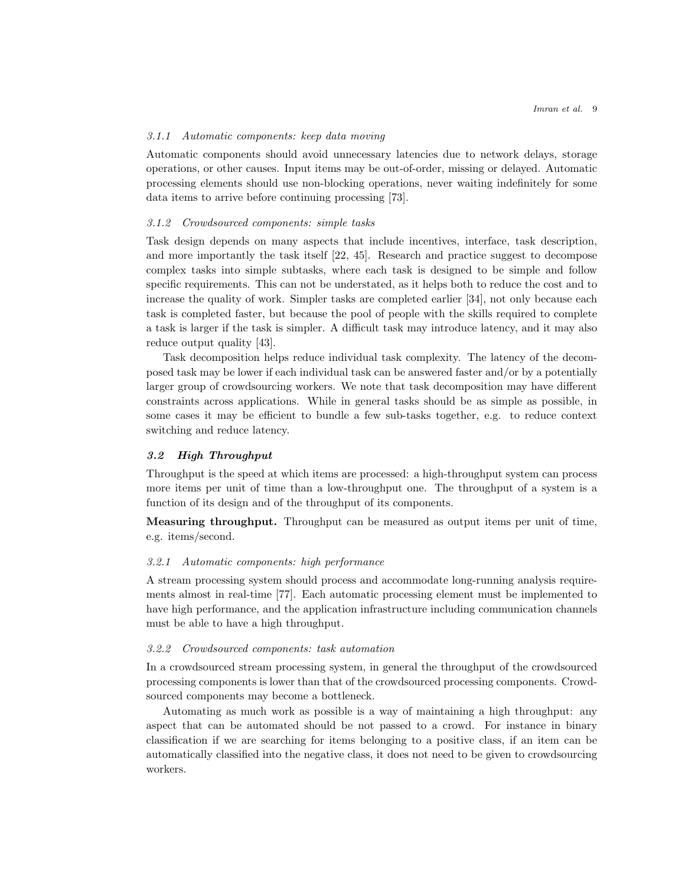#### 3.1.1 Automatic components: keep data moving

Automatic components should avoid unnecessary latencies due to network delays, storage operations, or other causes. Input items may be out-of-order, missing or delayed. Automatic processing elements should use non-blocking operations, never waiting indefinitely for some data items to arrive before continuing processing [73].

#### 3.1.2 Crowdsourced components: simple tasks

Task design depends on many aspects that include incentives, interface, task description, and more importantly the task itself [22, 45]. Research and practice suggest to decompose complex tasks into simple subtasks, where each task is designed to be simple and follow specific requirements. This can not be understated, as it helps both to reduce the cost and to increase the quality of work. Simpler tasks are completed earlier [34], not only because each task is completed faster, but because the pool of people with the skills required to complete a task is larger if the task is simpler. A difficult task may introduce latency, and it may also reduce output quality [43].

Task decomposition helps reduce individual task complexity. The latency of the decomposed task may be lower if each individual task can be answered faster and/or by a potentially larger group of crowdsourcing workers. We note that task decomposition may have different constraints across applications. While in general tasks should be as simple as possible, in some cases it may be efficient to bundle a few sub-tasks together, e.g. to reduce context switching and reduce latency.

### 3.2 High Throughput

Throughput is the speed at which items are processed: a high-throughput system can process more items per unit of time than a low-throughput one. The throughput of a system is a function of its design and of the throughput of its components.

**Measuring throughput.** Throughput can be measured as output items per unit of time, e.g. items/second.

#### 3.2.1 Automatic components: high performance

A stream processing system should process and accommodate long-running analysis requirements almost in real-time [77]. Each automatic processing element must be implemented to have high performance, and the application infrastructure including communication channels must be able to have a high throughput.

#### 3.2.2 Crowdsourced components: task automation

In a crowdsourced stream processing system, in general the throughput of the crowdsourced processing components is lower than that of the crowdsourced processing components. Crowdsourced components may become a bottleneck.

Automating as much work as possible is a way of maintaining a high throughput: any aspect that can be automated should be not passed to a crowd. For instance in binary classification if we are searching for items belonging to a positive class, if an item can be automatically classified into the negative class, it does not need to be given to crowdsourcing workers.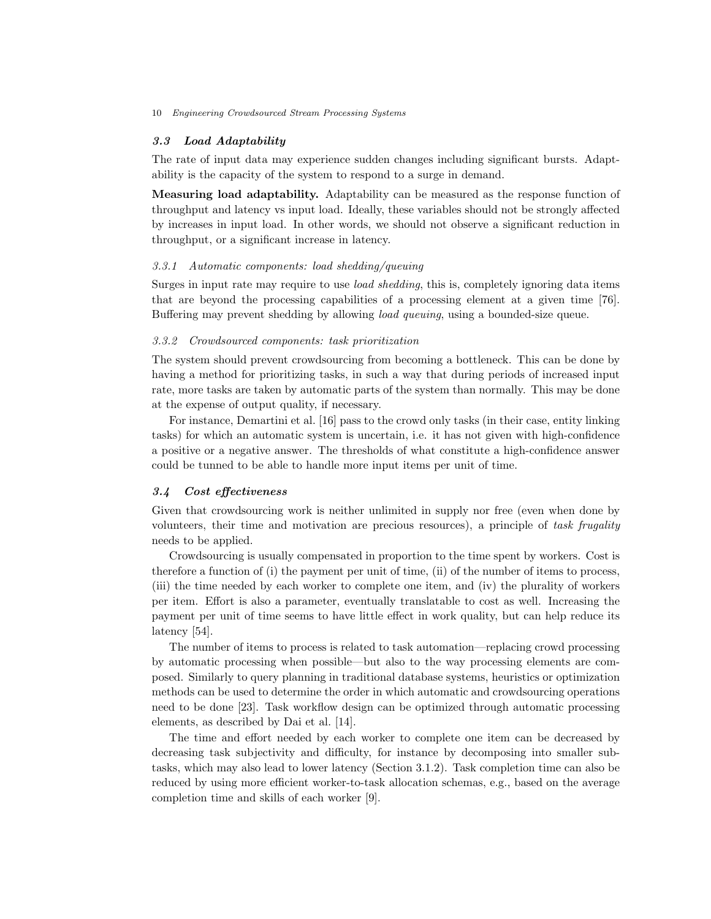### 3.3 Load Adaptability

The rate of input data may experience sudden changes including significant bursts. Adaptability is the capacity of the system to respond to a surge in demand.

**Measuring load adaptability.** Adaptability can be measured as the response function of throughput and latency vs input load. Ideally, these variables should not be strongly affected by increases in input load. In other words, we should not observe a significant reduction in throughput, or a significant increase in latency.

#### 3.3.1 Automatic components: load shedding/queuing

Surges in input rate may require to use *load shedding*, this is, completely ignoring data items that are beyond the processing capabilities of a processing element at a given time [76]. Buffering may prevent shedding by allowing *load queuing*, using a bounded-size queue.

#### 3.3.2 Crowdsourced components: task prioritization

The system should prevent crowdsourcing from becoming a bottleneck. This can be done by having a method for prioritizing tasks, in such a way that during periods of increased input rate, more tasks are taken by automatic parts of the system than normally. This may be done at the expense of output quality, if necessary.

For instance, Demartini et al. [16] pass to the crowd only tasks (in their case, entity linking tasks) for which an automatic system is uncertain, i.e. it has not given with high-confidence a positive or a negative answer. The thresholds of what constitute a high-confidence answer could be tunned to be able to handle more input items per unit of time.

### 3.4 Cost effectiveness

Given that crowdsourcing work is neither unlimited in supply nor free (even when done by volunteers, their time and motivation are precious resources), a principle of *task frugality* needs to be applied.

Crowdsourcing is usually compensated in proportion to the time spent by workers. Cost is therefore a function of (i) the payment per unit of time, (ii) of the number of items to process, (iii) the time needed by each worker to complete one item, and (iv) the plurality of workers per item. Effort is also a parameter, eventually translatable to cost as well. Increasing the payment per unit of time seems to have little effect in work quality, but can help reduce its latency [54].

The number of items to process is related to task automation—replacing crowd processing by automatic processing when possible—but also to the way processing elements are composed. Similarly to query planning in traditional database systems, heuristics or optimization methods can be used to determine the order in which automatic and crowdsourcing operations need to be done [23]. Task workflow design can be optimized through automatic processing elements, as described by Dai et al. [14].

The time and effort needed by each worker to complete one item can be decreased by decreasing task subjectivity and difficulty, for instance by decomposing into smaller subtasks, which may also lead to lower latency (Section 3.1.2). Task completion time can also be reduced by using more efficient worker-to-task allocation schemas, e.g., based on the average completion time and skills of each worker [9].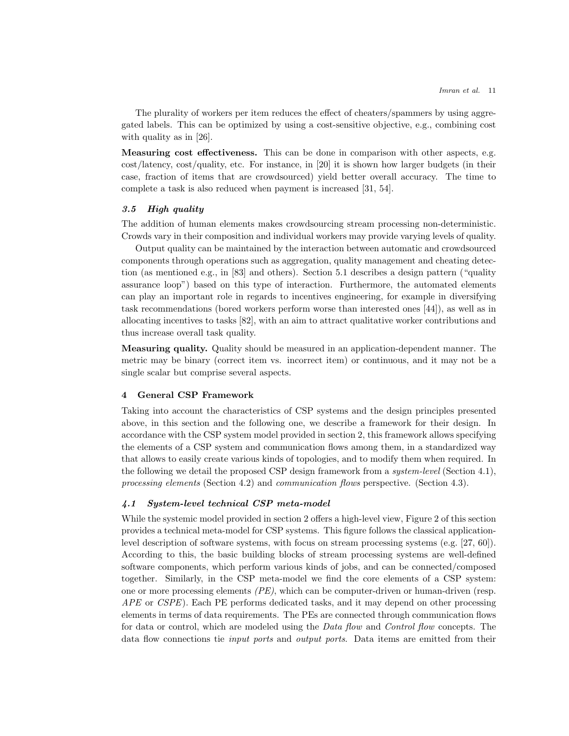The plurality of workers per item reduces the effect of cheaters/spammers by using aggregated labels. This can be optimized by using a cost-sensitive objective, e.g., combining cost with quality as in [26].

**Measuring cost effectiveness.** This can be done in comparison with other aspects, e.g. cost/latency, cost/quality, etc. For instance, in [20] it is shown how larger budgets (in their case, fraction of items that are crowdsourced) yield better overall accuracy. The time to complete a task is also reduced when payment is increased [31, 54].

### *3.5 High quality*

The addition of human elements makes crowdsourcing stream processing non-deterministic. Crowds vary in their composition and individual workers may provide varying levels of quality.

Output quality can be maintained by the interaction between automatic and crowdsourced components through operations such as aggregation, quality management and cheating detection (as mentioned e.g., in [83] and others). Section 5.1 describes a design pattern ("quality assurance loop") based on this type of interaction. Furthermore, the automated elements can play an important role in regards to incentives engineering, for example in diversifying task recommendations (bored workers perform worse than interested ones [44]), as well as in allocating incentives to tasks [82], with an aim to attract qualitative worker contributions and thus increase overall task quality.

**Measuring quality.** Quality should be measured in an application-dependent manner. The metric may be binary (correct item vs. incorrect item) or continuous, and it may not be a single scalar but comprise several aspects.

## 4 General CSP Framework

Taking into account the characteristics of CSP systems and the design principles presented above, in this section and the following one, we describe a framework for their design. In accordance with the CSP system model provided in section 2, this framework allows specifying the elements of a CSP system and communication flows among them, in a standardized way that allows to easily create various kinds of topologies, and to modify them when required. In the following we detail the proposed CSP design framework from a *system-level* (Section 4.1), *processing elements* (Section 4.2) and *communication flows* perspective. (Section 4.3).

### *4.1 System-level technical CSP meta-model*

While the systemic model provided in section 2 offers a high-level view, Figure 2 of this section provides a technical meta-model for CSP systems. This figure follows the classical application-level description of software systems, with focus on stream processing systems (e.g. [27, 60]). According to this, the basic building blocks of stream processing systems are well-defined software components, which perform various kinds of jobs, and can be connected/composed together. Similarly, in the CSP meta-model we find the core elements of a CSP system: one or more processing elements *(PE)*, which can be computer-driven or human-driven (resp. *APE* or *CSPE*). Each PE performs dedicated tasks, and it may depend on other processing elements in terms of data requirements. The PEs are connected through communication flows for data or control, which are modeled using the *Data flow* and *Control flow* concepts. The data flow connections tie *input ports* and *output ports*. Data items are emitted from their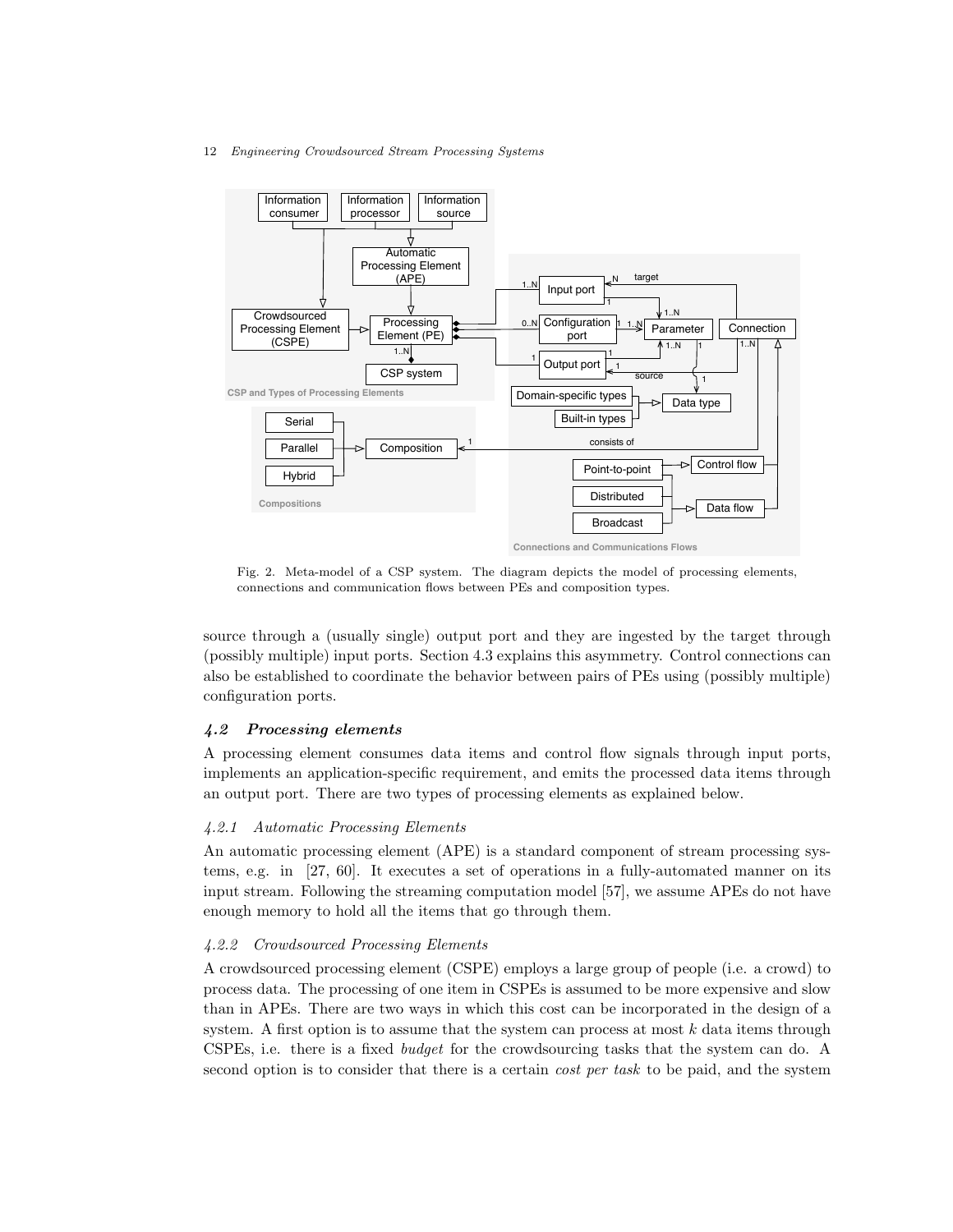Fig. 2. Meta-model of a CSP system. The diagram depicts the model of processing elements, connections and communication flows between PEs and composition types.

source through a (usually single) output port and they are ingested by the target through (possibly multiple) input ports. Section 4.3 explains this asymmetry. Control connections can also be established to coordinate the behavior between pairs of PEs using (possibly multiple) configuration ports.

## *4.2 Processing elements*

A processing element consumes data items and control flow signals through input ports, implements an application-specific requirement, and emits the processed data items through an output port. There are two types of processing elements as explained below.

### *4.2.1 Automatic Processing Elements*

An automatic processing element (APE) is a standard component of stream processing systems, e.g. in [27, 60]. It executes a set of operations in a fully-automated manner on its input stream. Following the streaming computation model [57], we assume APEs do not have enough memory to hold all the items that go through them.

### *4.2.2 Crowdsourced Processing Elements*

A crowdsourced processing element (CSPE) employs a large group of people (i.e. a crowd) to process data. The processing of one item in CSPEs is assumed to be more expensive and slow than in APEs. There are two ways in which this cost can be incorporated in the design of a system. A first option is to assume that the system can process at most $k$ data items through CSPEs, i.e. there is a fixed *budget* for the crowdsourcing tasks that the system can do. A second option is to consider that there is a certain *cost per task* to be paid, and the system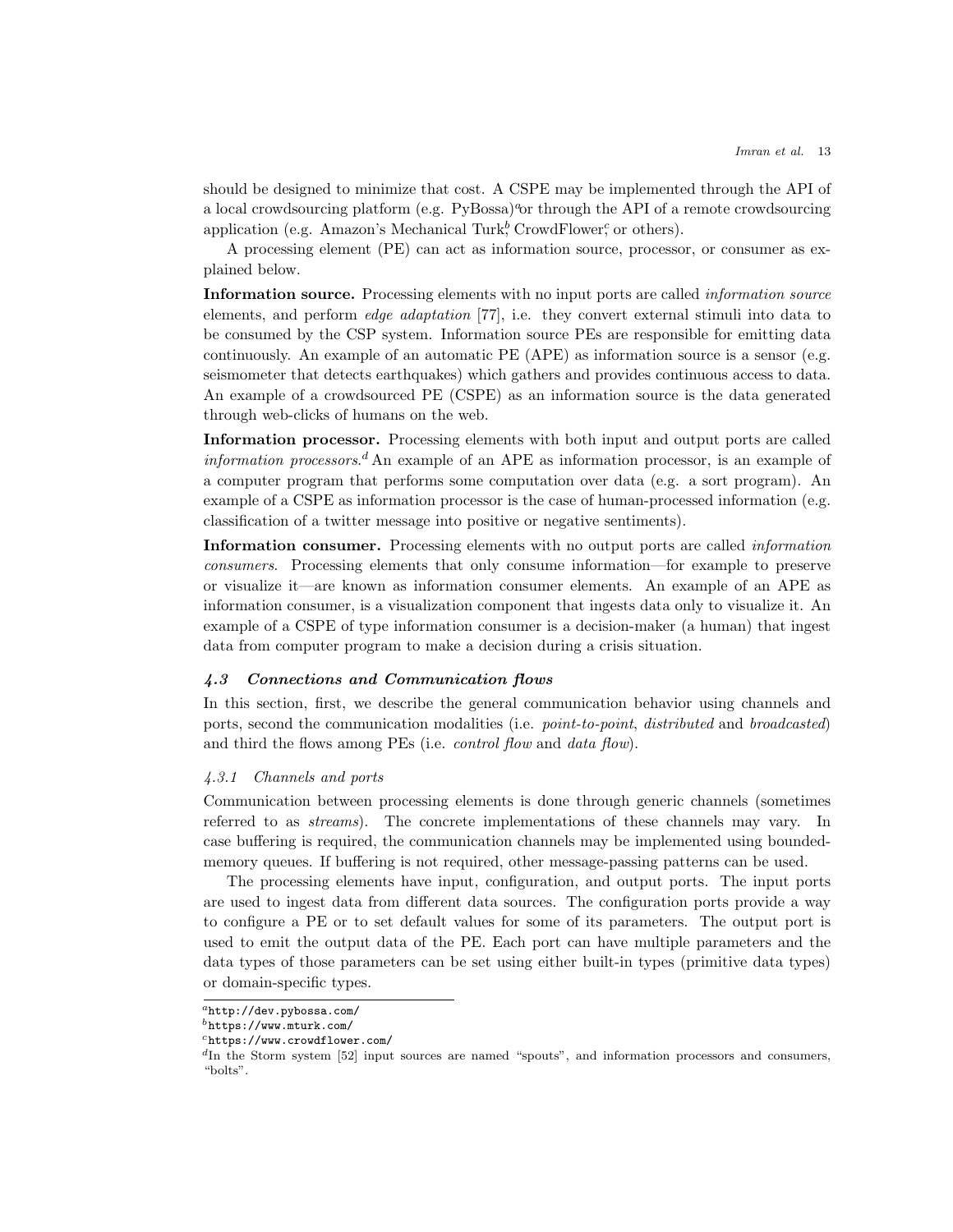should be designed to minimize that cost. A CSPE may be implemented through the API of a local crowdsourcing platform (e.g. PyBossa)[a] or through the API of a remote crowdsourcing application (e.g. Amazon's Mechanical Turk[b], CrowdFlower[c], or others).

A processing element (PE) can act as information source, processor, or consumer as explained below.

**Information source.** Processing elements with no input ports are called *information source* elements, and perform *edge adaptation* [77], i.e. they convert external stimuli into data to be consumed by the CSP system. Information source PEs are responsible for emitting data continuously. An example of an automatic PE (APE) as information source is a sensor (e.g. seismometer that detects earthquakes) which gathers and provides continuous access to data. An example of a crowdsourced PE (CSPE) as an information source is the data generated through web-clicks of humans on the web.

**Information processor.** Processing elements with both input and output ports are called *information processors*.[d] An example of an APE as information processor, is an example of a computer program that performs some computation over data (e.g. a sort program). An example of a CSPE as information processor is the case of human-processed information (e.g. classification of a twitter message into positive or negative sentiments).

**Information consumer.** Processing elements with no output ports are called *information consumers*. Processing elements that only consume information—for example to preserve or visualize it—are known as information consumer elements. An example of an APE as information consumer, is a visualization component that ingests data only to visualize it. An example of a CSPE of type information consumer is a decision-maker (a human) that ingest data from computer program to make a decision during a crisis situation.

### 4.3 Connections and Communication flows

In this section, first, we describe the general communication behavior using channels and ports, second the communication modalities (i.e. *point-to-point*, *distributed* and *broadcasted*) and third the flows among PEs (i.e. *control flow* and *data flow*).

#### 4.3.1 Channels and ports

Communication between processing elements is done through generic channels (sometimes referred to as *streams*). The concrete implementations of these channels may vary. In case buffering is required, the communication channels may be implemented using bounded-memory queues. If buffering is not required, other message-passing patterns can be used.

The processing elements have input, configuration, and output ports. The input ports are used to ingest data from different data sources. The configuration ports provide a way to configure a PE or to set default values for some of its parameters. The output port is used to emit the output data of the PE. Each port can have multiple parameters and the data types of those parameters can be set using either built-in types (primitive data types) or domain-specific types.

---

[a] `http://dev.pybossa.com/`

[b] `https://www.mturk.com/`

[c] `https://www.crowdflower.com/`

[d] In the Storm system [52] input sources are named "spouts", and information processors and consumers, "bolts".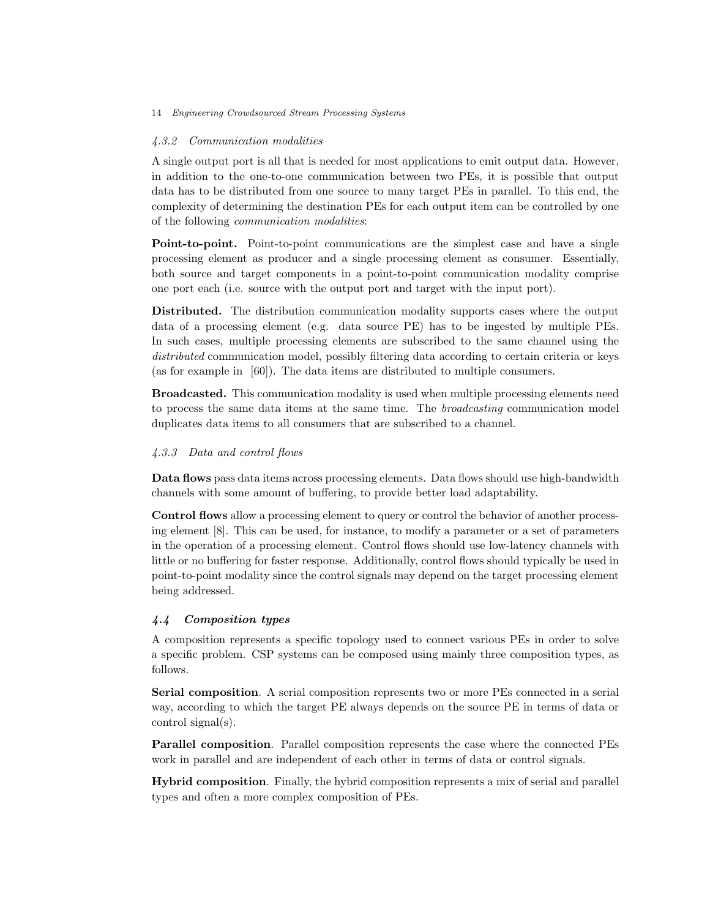#### 4.3.2 Communication modalities

A single output port is all that is needed for most applications to emit output data. However, in addition to the one-to-one communication between two PEs, it is possible that output data has to be distributed from one source to many target PEs in parallel. To this end, the complexity of determining the destination PEs for each output item can be controlled by one of the following *communication modalities*:

**Point-to-point.** Point-to-point communications are the simplest case and have a single processing element as producer and a single processing element as consumer. Essentially, both source and target components in a point-to-point communication modality comprise one port each (i.e. source with the output port and target with the input port).

**Distributed.** The distribution communication modality supports cases where the output data of a processing element (e.g. data source PE) has to be ingested by multiple PEs. In such cases, multiple processing elements are subscribed to the same channel using the *distributed* communication model, possibly filtering data according to certain criteria or keys (as for example in [60]). The data items are distributed to multiple consumers.

**Broadcasted.** This communication modality is used when multiple processing elements need to process the same data items at the same time. The *broadcasting* communication model duplicates data items to all consumers that are subscribed to a channel.

#### 4.3.3 Data and control flows

**Data flows** pass data items across processing elements. Data flows should use high-bandwidth channels with some amount of buffering, to provide better load adaptability.

**Control flows** allow a processing element to query or control the behavior of another processing element [8]. This can be used, for instance, to modify a parameter or a set of parameters in the operation of a processing element. Control flows should use low-latency channels with little or no buffering for faster response. Additionally, control flows should typically be used in point-to-point modality since the control signals may depend on the target processing element being addressed.

### 4.4 Composition types

A composition represents a specific topology used to connect various PEs in order to solve a specific problem. CSP systems can be composed using mainly three composition types, as follows.

**Serial composition**. A serial composition represents two or more PEs connected in a serial way, according to which the target PE always depends on the source PE in terms of data or control signal(s).

**Parallel composition**. Parallel composition represents the case where the connected PEs work in parallel and are independent of each other in terms of data or control signals.

**Hybrid composition**. Finally, the hybrid composition represents a mix of serial and parallel types and often a more complex composition of PEs.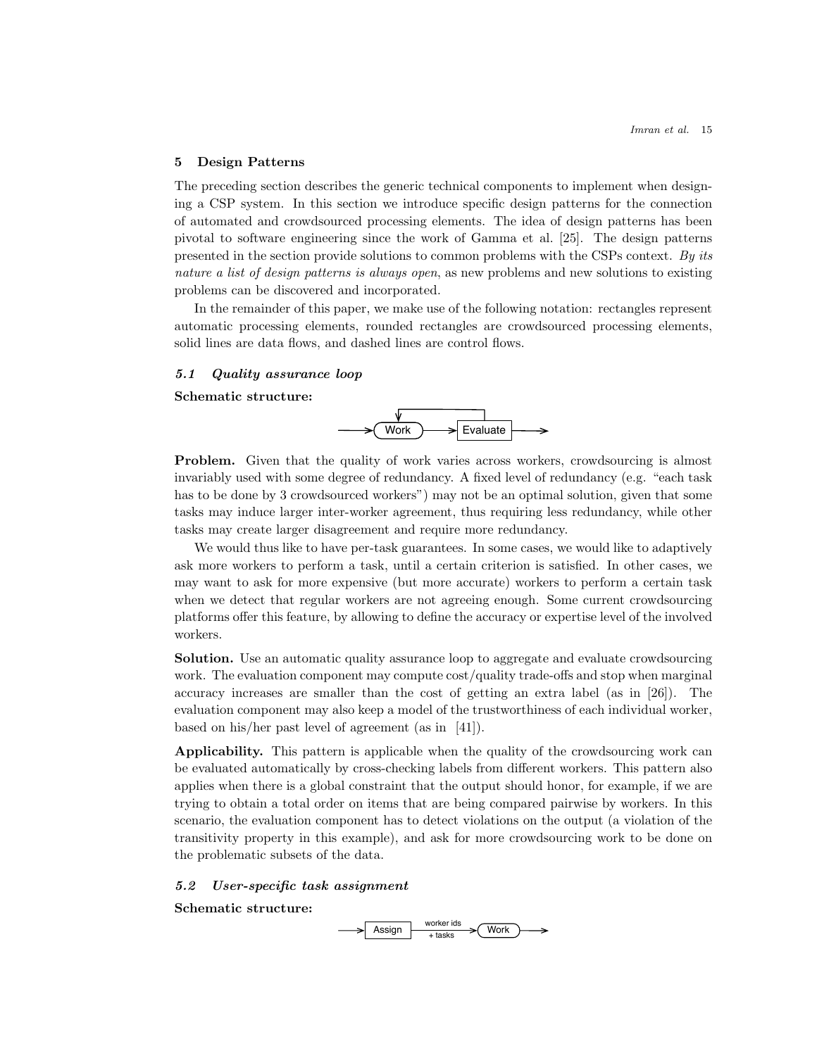## 5 Design Patterns

The preceding section describes the generic technical components to implement when designing a CSP system. In this section we introduce specific design patterns for the connection of automated and crowdsourced processing elements. The idea of design patterns has been pivotal to software engineering since the work of Gamma et al. [25]. The design patterns presented in the section provide solutions to common problems with the CSPs context. *By its nature a list of design patterns is always open*, as new problems and new solutions to existing problems can be discovered and incorporated.

In the remainder of this paper, we make use of the following notation: rectangles represent automatic processing elements, rounded rectangles are crowdsourced processing elements, solid lines are data flows, and dashed lines are control flows.

### *5.1 Quality assurance loop*

**Schematic structure:**

Work → Evaluate →

**Problem.** Given that the quality of work varies across workers, crowdsourcing is almost invariably used with some degree of redundancy. A fixed level of redundancy (e.g. "each task has to be done by 3 crowdsourced workers") may not be an optimal solution, given that some tasks may induce larger inter-worker agreement, thus requiring less redundancy, while other tasks may create larger disagreement and require more redundancy.

We would thus like to have per-task guarantees. In some cases, we would like to adaptively ask more workers to perform a task, until a certain criterion is satisfied. In other cases, we may want to ask for more expensive (but more accurate) workers to perform a certain task when we detect that regular workers are not agreeing enough. Some current crowdsourcing platforms offer this feature, by allowing to define the accuracy or expertise level of the involved workers.

**Solution.** Use an automatic quality assurance loop to aggregate and evaluate crowdsourcing work. The evaluation component may compute cost/quality trade-offs and stop when marginal accuracy increases are smaller than the cost of getting an extra label (as in [26]). The evaluation component may also keep a model of the trustworthiness of each individual worker, based on his/her past level of agreement (as in [41]).

**Applicability.** This pattern is applicable when the quality of the crowdsourcing work can be evaluated automatically by cross-checking labels from different workers. This pattern also applies when there is a global constraint that the output should honor, for example, if we are trying to obtain a total order on items that are being compared pairwise by workers. In this scenario, the evaluation component has to detect violations on the output (a violation of the transitivity property in this example), and ask for more crowdsourcing work to be done on the problematic subsets of the data.

### *5.2 User-specific task assignment*

**Schematic structure:**

→ Assign → (worker ids + tasks) → Work →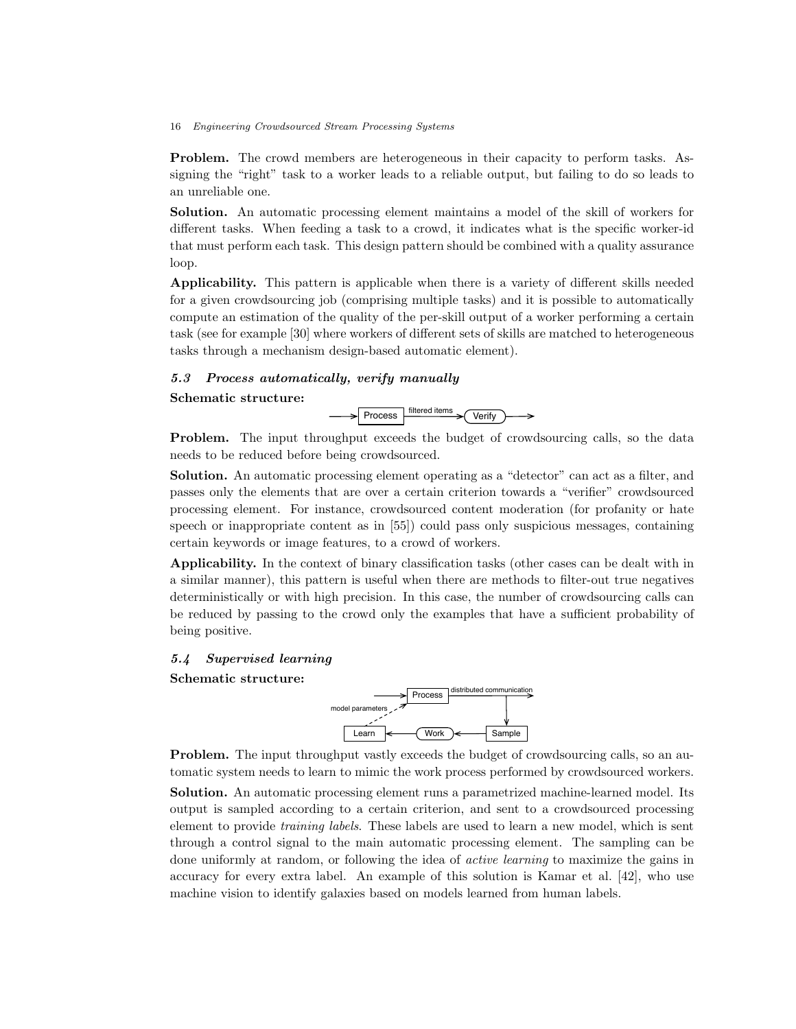**Problem.** The crowd members are heterogeneous in their capacity to perform tasks. Assigning the "right" task to a worker leads to a reliable output, but failing to do so leads to an unreliable one.

**Solution.** An automatic processing element maintains a model of the skill of workers for different tasks. When feeding a task to a crowd, it indicates what is the specific worker-id that must perform each task. This design pattern should be combined with a quality assurance loop.

**Applicability.** This pattern is applicable when there is a variety of different skills needed for a given crowdsourcing job (comprising multiple tasks) and it is possible to automatically compute an estimation of the quality of the per-skill output of a worker performing a certain task (see for example [30] where workers of different sets of skills are matched to heterogeneous tasks through a mechanism design-based automatic element).

### *5.3 Process automatically, verify manually*

**Schematic structure:**

→ Process —filtered items→ Verify →

**Problem.** The input throughput exceeds the budget of crowdsourcing calls, so the data needs to be reduced before being crowdsourced.

**Solution.** An automatic processing element operating as a "detector" can act as a filter, and passes only the elements that are over a certain criterion towards a "verifier" crowdsourced processing element. For instance, crowdsourced content moderation (for profanity or hate speech or inappropriate content as in [55]) could pass only suspicious messages, containing certain keywords or image features, to a crowd of workers.

**Applicability.** In the context of binary classification tasks (other cases can be dealt with in a similar manner), this pattern is useful when there are methods to filter-out true negatives deterministically or with high precision. In this case, the number of crowdsourcing calls can be reduced by passing to the crowd only the examples that have a sufficient probability of being positive.

### *5.4 Supervised learning*

**Schematic structure:**

→ Process —distributed communication→ ; Process → Sample → Work → Learn ; Learn --model parameters--> Process

**Problem.** The input throughput vastly exceeds the budget of crowdsourcing calls, so an automatic system needs to learn to mimic the work process performed by crowdsourced workers.

**Solution.** An automatic processing element runs a parametrized machine-learned model. Its output is sampled according to a certain criterion, and sent to a crowdsourced processing element to provide *training labels*. These labels are used to learn a new model, which is sent through a control signal to the main automatic processing element. The sampling can be done uniformly at random, or following the idea of *active learning* to maximize the gains in accuracy for every extra label. An example of this solution is Kamar et al. [42], who use machine vision to identify galaxies based on models learned from human labels.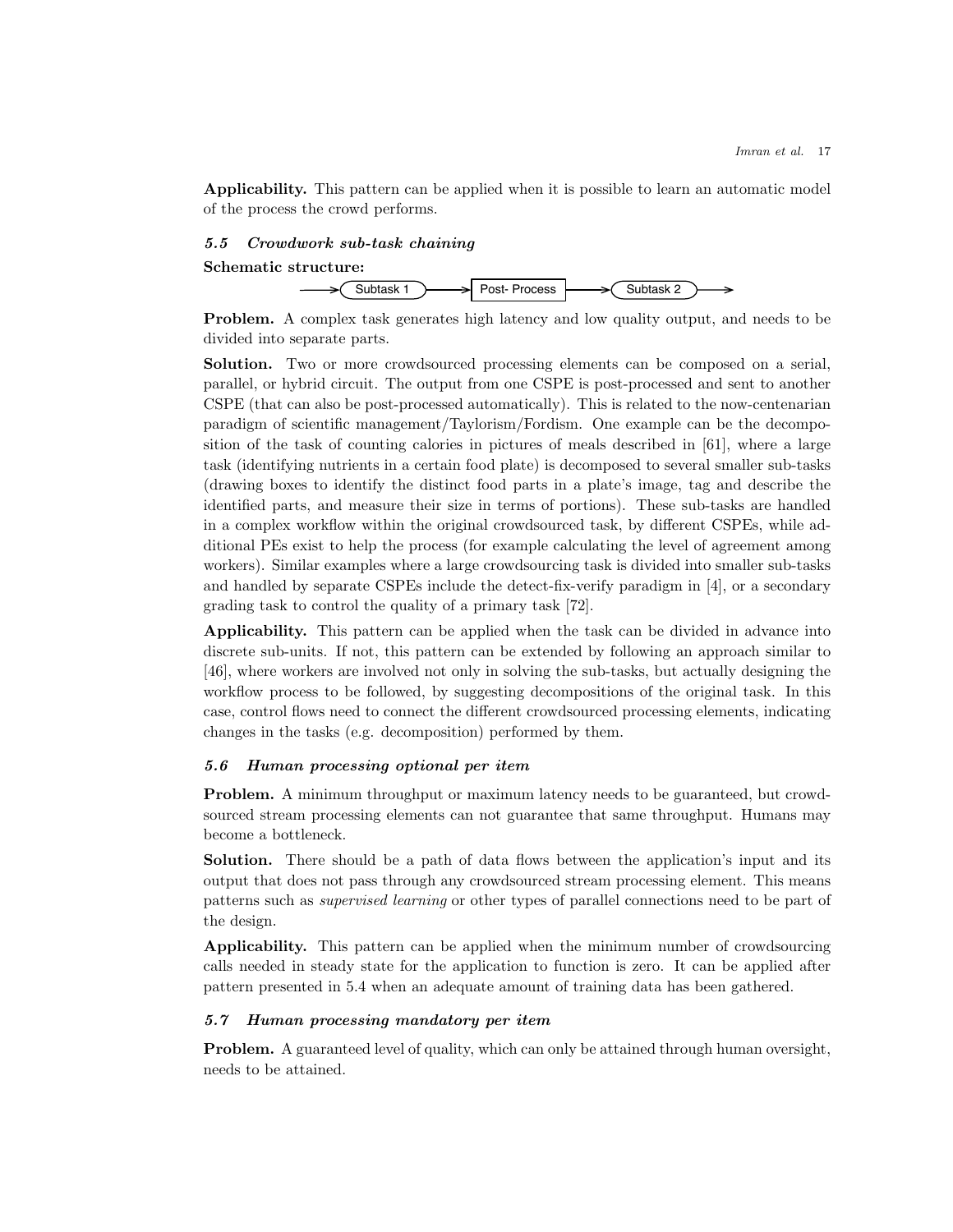**Applicability.** This pattern can be applied when it is possible to learn an automatic model of the process the crowd performs.

### 5.5 *Crowdwork sub-task chaining*

**Schematic structure:**

→ (Subtask 1) → [Post- Process] → (Subtask 2) →

**Problem.** A complex task generates high latency and low quality output, and needs to be divided into separate parts.

**Solution.** Two or more crowdsourced processing elements can be composed on a serial, parallel, or hybrid circuit. The output from one CSPE is post-processed and sent to another CSPE (that can also be post-processed automatically). This is related to the now-centenarian paradigm of scientific management/Taylorism/Fordism. One example can be the decomposition of the task of counting calories in pictures of meals described in [61], where a large task (identifying nutrients in a certain food plate) is decomposed to several smaller sub-tasks (drawing boxes to identify the distinct food parts in a plate's image, tag and describe the identified parts, and measure their size in terms of portions). These sub-tasks are handled in a complex workflow within the original crowdsourced task, by different CSPEs, while additional PEs exist to help the process (for example calculating the level of agreement among workers). Similar examples where a large crowdsourcing task is divided into smaller sub-tasks and handled by separate CSPEs include the detect-fix-verify paradigm in [4], or a secondary grading task to control the quality of a primary task [72].

**Applicability.** This pattern can be applied when the task can be divided in advance into discrete sub-units. If not, this pattern can be extended by following an approach similar to [46], where workers are involved not only in solving the sub-tasks, but actually designing the workflow process to be followed, by suggesting decompositions of the original task. In this case, control flows need to connect the different crowdsourced processing elements, indicating changes in the tasks (e.g. decomposition) performed by them.

### 5.6 *Human processing optional per item*

**Problem.** A minimum throughput or maximum latency needs to be guaranteed, but crowdsourced stream processing elements can not guarantee that same throughput. Humans may become a bottleneck.

**Solution.** There should be a path of data flows between the application's input and its output that does not pass through any crowdsourced stream processing element. This means patterns such as *supervised learning* or other types of parallel connections need to be part of the design.

**Applicability.** This pattern can be applied when the minimum number of crowdsourcing calls needed in steady state for the application to function is zero. It can be applied after pattern presented in 5.4 when an adequate amount of training data has been gathered.

### 5.7 *Human processing mandatory per item*

**Problem.** A guaranteed level of quality, which can only be attained through human oversight, needs to be attained.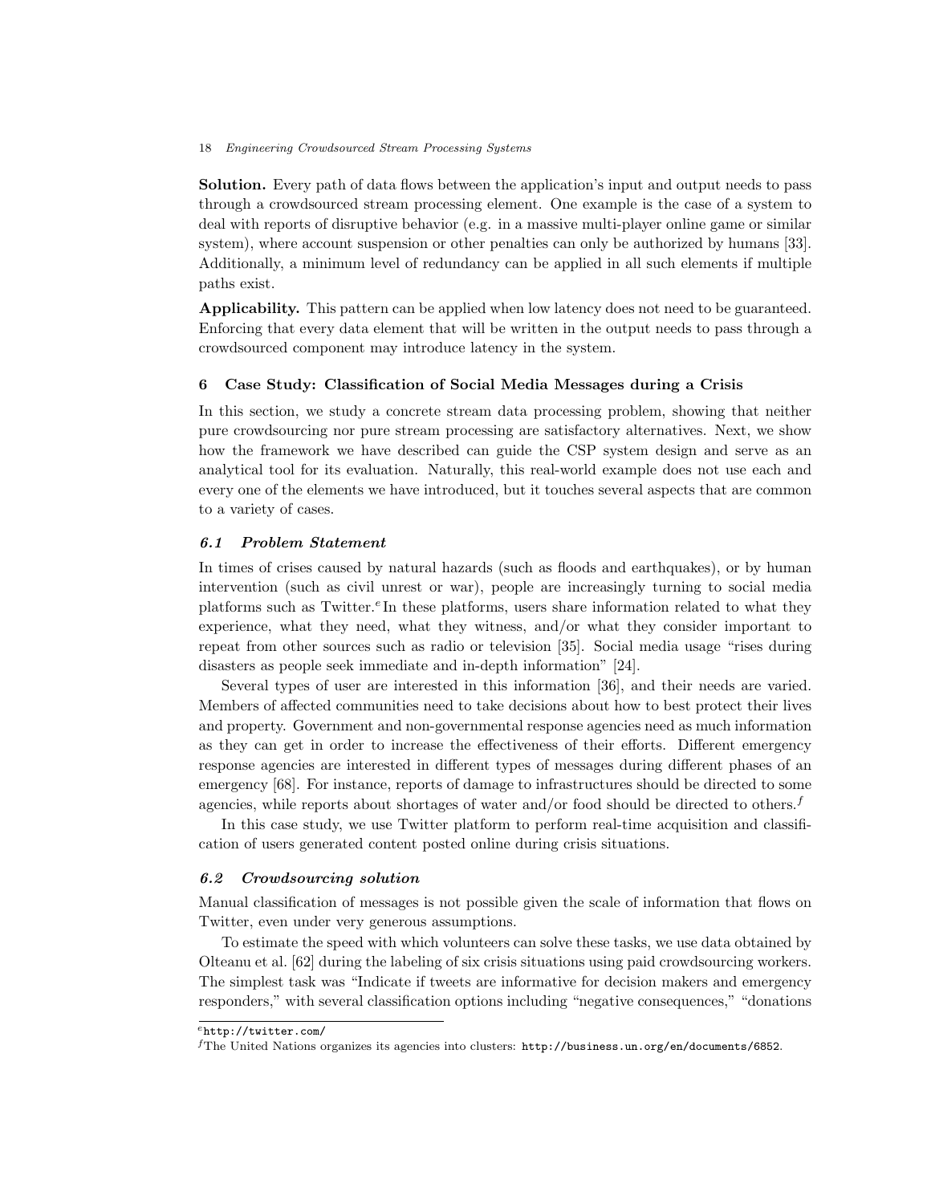**Solution.** Every path of data flows between the application's input and output needs to pass through a crowdsourced stream processing element. One example is the case of a system to deal with reports of disruptive behavior (e.g. in a massive multi-player online game or similar system), where account suspension or other penalties can only be authorized by humans [33]. Additionally, a minimum level of redundancy can be applied in all such elements if multiple paths exist.

**Applicability.** This pattern can be applied when low latency does not need to be guaranteed. Enforcing that every data element that will be written in the output needs to pass through a crowdsourced component may introduce latency in the system.

## 6 Case Study: Classification of Social Media Messages during a Crisis

In this section, we study a concrete stream data processing problem, showing that neither pure crowdsourcing nor pure stream processing are satisfactory alternatives. Next, we show how the framework we have described can guide the CSP system design and serve as an analytical tool for its evaluation. Naturally, this real-world example does not use each and every one of the elements we have introduced, but it touches several aspects that are common to a variety of cases.

### *6.1 Problem Statement*

In times of crises caused by natural hazards (such as floods and earthquakes), or by human intervention (such as civil unrest or war), people are increasingly turning to social media platforms such as Twitter.[e] In these platforms, users share information related to what they experience, what they need, what they witness, and/or what they consider important to repeat from other sources such as radio or television [35]. Social media usage "rises during disasters as people seek immediate and in-depth information" [24].

Several types of user are interested in this information [36], and their needs are varied. Members of affected communities need to take decisions about how to best protect their lives and property. Government and non-governmental response agencies need as much information as they can get in order to increase the effectiveness of their efforts. Different emergency response agencies are interested in different types of messages during different phases of an emergency [68]. For instance, reports of damage to infrastructures should be directed to some agencies, while reports about shortages of water and/or food should be directed to others.[f]

In this case study, we use Twitter platform to perform real-time acquisition and classification of users generated content posted online during crisis situations.

### *6.2 Crowdsourcing solution*

Manual classification of messages is not possible given the scale of information that flows on Twitter, even under very generous assumptions.

To estimate the speed with which volunteers can solve these tasks, we use data obtained by Olteanu et al. [62] during the labeling of six crisis situations using paid crowdsourcing workers. The simplest task was "Indicate if tweets are informative for decision makers and emergency responders," with several classification options including "negative consequences," "donations

---

[e] `http://twitter.com/`

[f] The United Nations organizes its agencies into clusters: `http://business.un.org/en/documents/6852`.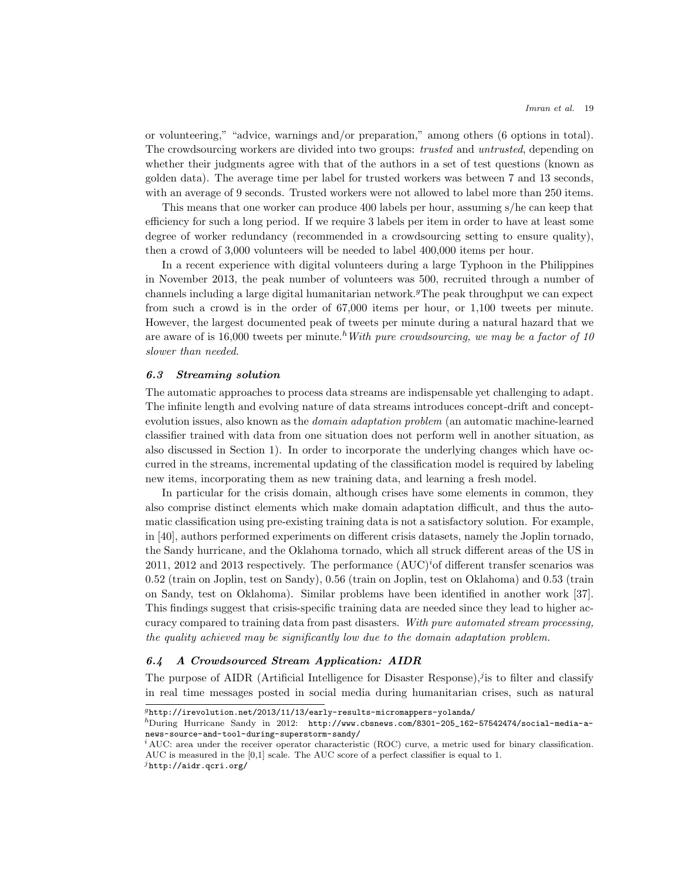or volunteering," "advice, warnings and/or preparation," among others (6 options in total). The crowdsourcing workers are divided into two groups: *trusted* and *untrusted*, depending on whether their judgments agree with that of the authors in a set of test questions (known as golden data). The average time per label for trusted workers was between 7 and 13 seconds, with an average of 9 seconds. Trusted workers were not allowed to label more than 250 items.

This means that one worker can produce 400 labels per hour, assuming s/he can keep that efficiency for such a long period. If we require 3 labels per item in order to have at least some degree of worker redundancy (recommended in a crowdsourcing setting to ensure quality), then a crowd of 3,000 volunteers will be needed to label 400,000 items per hour.

In a recent experience with digital volunteers during a large Typhoon in the Philippines in November 2013, the peak number of volunteers was 500, recruited through a number of channels including a large digital humanitarian network.[g] The peak throughput we can expect from such a crowd is in the order of 67,000 items per hour, or 1,100 tweets per minute. However, the largest documented peak of tweets per minute during a natural hazard that we are aware of is 16,000 tweets per minute.[h] *With pure crowdsourcing, we may be a factor of 10 slower than needed.*

### 6.3 Streaming solution

The automatic approaches to process data streams are indispensable yet challenging to adapt. The infinite length and evolving nature of data streams introduces concept-drift and concept-evolution issues, also known as the *domain adaptation problem* (an automatic machine-learned classifier trained with data from one situation does not perform well in another situation, as also discussed in Section 1). In order to incorporate the underlying changes which have occurred in the streams, incremental updating of the classification model is required by labeling new items, incorporating them as new training data, and learning a fresh model.

In particular for the crisis domain, although crises have some elements in common, they also comprise distinct elements which make domain adaptation difficult, and thus the automatic classification using pre-existing training data is not a satisfactory solution. For example, in [40], authors performed experiments on different crisis datasets, namely the Joplin tornado, the Sandy hurricane, and the Oklahoma tornado, which all struck different areas of the US in 2011, 2012 and 2013 respectively. The performance (AUC)[i] of different transfer scenarios was 0.52 (train on Joplin, test on Sandy), 0.56 (train on Joplin, test on Oklahoma) and 0.53 (train on Sandy, test on Oklahoma). Similar problems have been identified in another work [37]. This findings suggest that crisis-specific training data are needed since they lead to higher accuracy compared to training data from past disasters. *With pure automated stream processing, the quality achieved may be significantly low due to the domain adaptation problem.*

### 6.4 A Crowdsourced Stream Application: AIDR

The purpose of AIDR (Artificial Intelligence for Disaster Response),[j] is to filter and classify in real time messages posted in social media during humanitarian crises, such as natural

---

[g] http://irevolution.net/2013/11/13/early-results-micromappers-yolanda/

[h] During Hurricane Sandy in 2012: http://www.cbsnews.com/8301-205_162-57542474/social-media-a-news-source-and-tool-during-superstorm-sandy/

[i] AUC: area under the receiver operator characteristic (ROC) curve, a metric used for binary classification. AUC is measured in the [0,1] scale. The AUC score of a perfect classifier is equal to 1.

[j] http://aidr.qcri.org/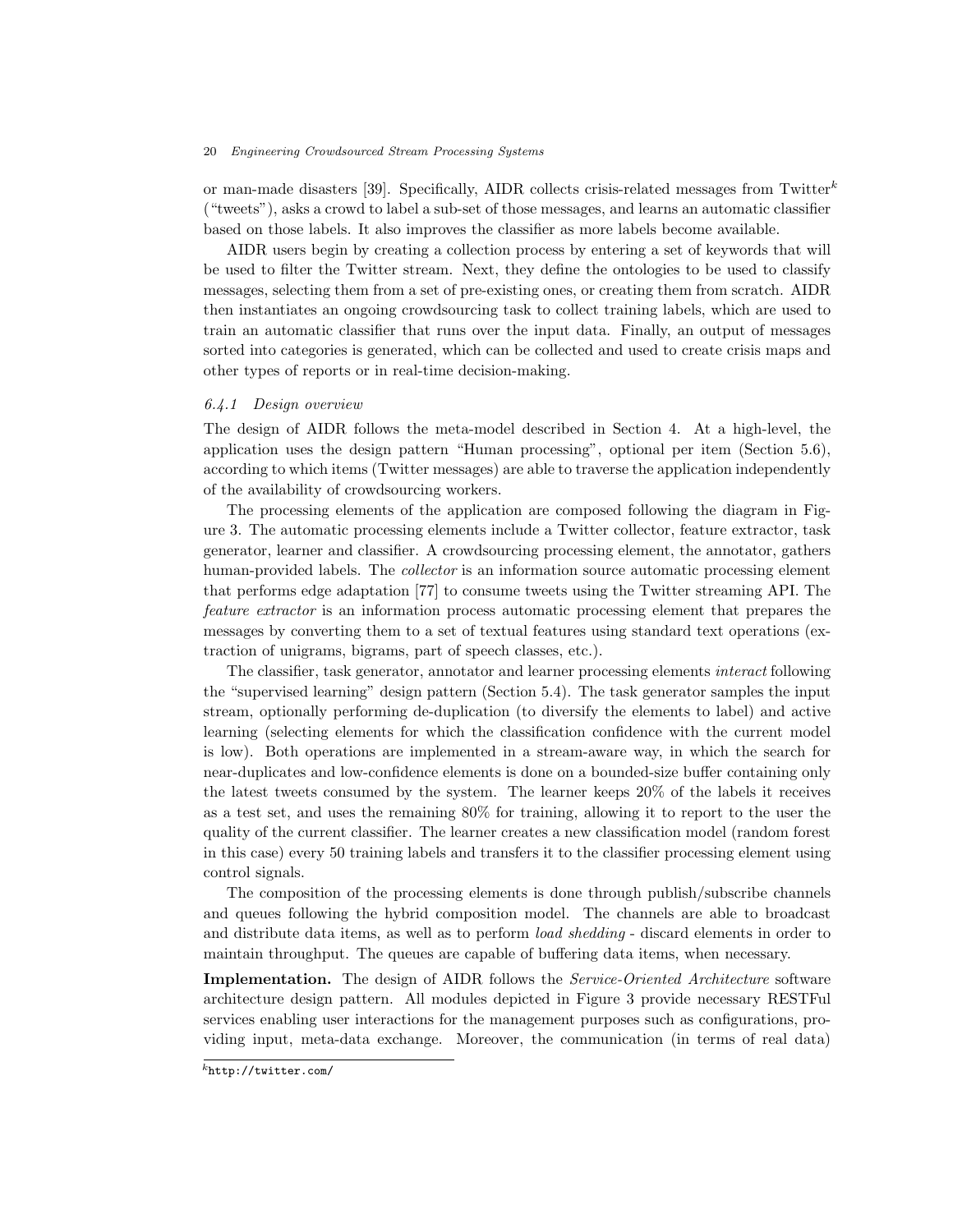or man-made disasters [39]. Specifically, AIDR collects crisis-related messages from Twitter[k] ("tweets"), asks a crowd to label a sub-set of those messages, and learns an automatic classifier based on those labels. It also improves the classifier as more labels become available.

AIDR users begin by creating a collection process by entering a set of keywords that will be used to filter the Twitter stream. Next, they define the ontologies to be used to classify messages, selecting them from a set of pre-existing ones, or creating them from scratch. AIDR then instantiates an ongoing crowdsourcing task to collect training labels, which are used to train an automatic classifier that runs over the input data. Finally, an output of messages sorted into categories is generated, which can be collected and used to create crisis maps and other types of reports or in real-time decision-making.

### *6.4.1 Design overview*

The design of AIDR follows the meta-model described in Section 4. At a high-level, the application uses the design pattern "Human processing", optional per item (Section 5.6), according to which items (Twitter messages) are able to traverse the application independently of the availability of crowdsourcing workers.

The processing elements of the application are composed following the diagram in Figure 3. The automatic processing elements include a Twitter collector, feature extractor, task generator, learner and classifier. A crowdsourcing processing element, the annotator, gathers human-provided labels. The *collector* is an information source automatic processing element that performs edge adaptation [77] to consume tweets using the Twitter streaming API. The *feature extractor* is an information process automatic processing element that prepares the messages by converting them to a set of textual features using standard text operations (extraction of unigrams, bigrams, part of speech classes, etc.).

The classifier, task generator, annotator and learner processing elements *interact* following the "supervised learning" design pattern (Section 5.4). The task generator samples the input stream, optionally performing de-duplication (to diversify the elements to label) and active learning (selecting elements for which the classification confidence with the current model is low). Both operations are implemented in a stream-aware way, in which the search for near-duplicates and low-confidence elements is done on a bounded-size buffer containing only the latest tweets consumed by the system. The learner keeps 20% of the labels it receives as a test set, and uses the remaining 80% for training, allowing it to report to the user the quality of the current classifier. The learner creates a new classification model (random forest in this case) every 50 training labels and transfers it to the classifier processing element using control signals.

The composition of the processing elements is done through publish/subscribe channels and queues following the hybrid composition model. The channels are able to broadcast and distribute data items, as well as to perform *load shedding* - discard elements in order to maintain throughput. The queues are capable of buffering data items, when necessary.

**Implementation.** The design of AIDR follows the *Service-Oriented Architecture* software architecture design pattern. All modules depicted in Figure 3 provide necessary RESTFul services enabling user interactions for the management purposes such as configurations, providing input, meta-data exchange. Moreover, the communication (in terms of real data)

[k] `http://twitter.com/`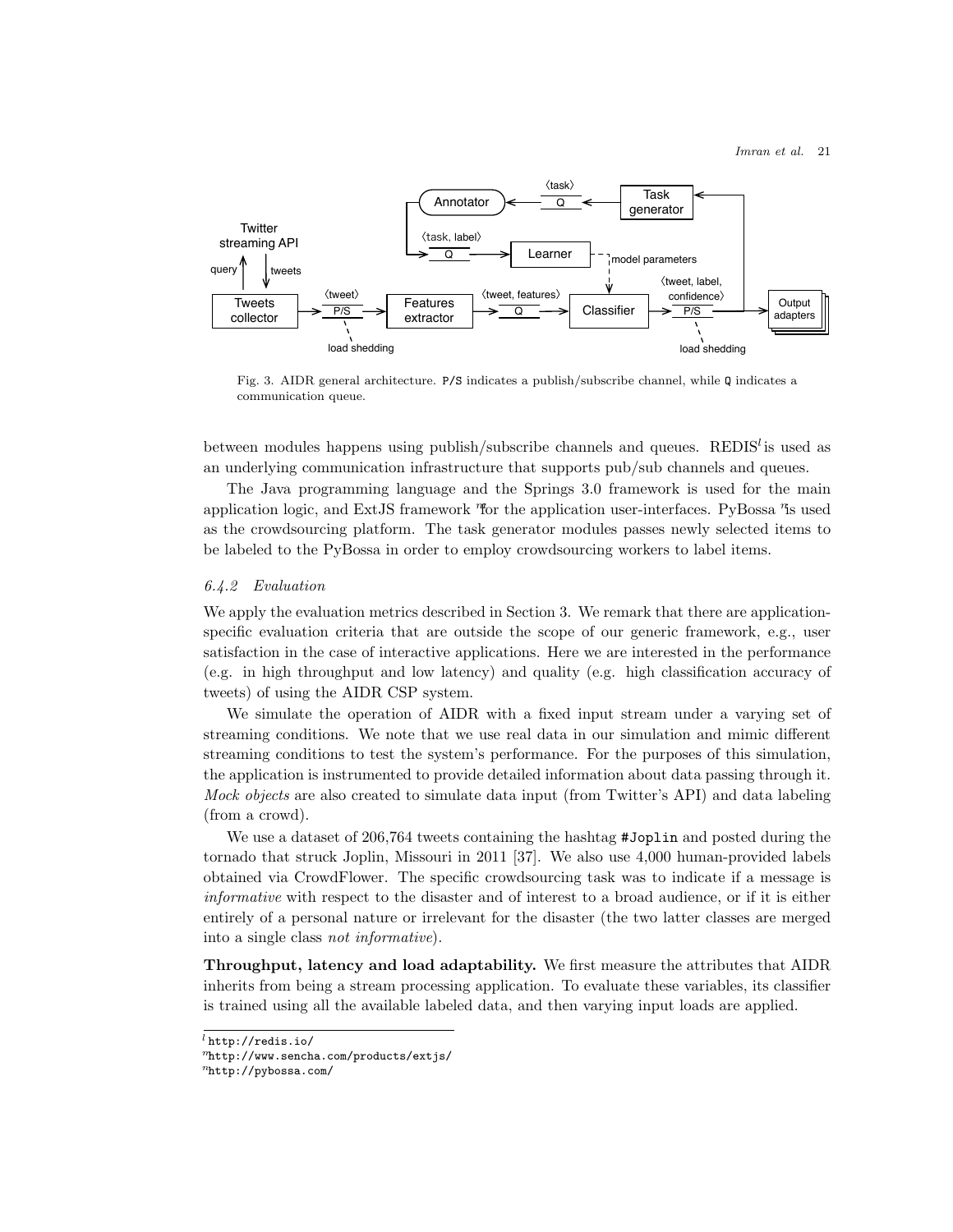Fig. 3. AIDR general architecture. P/S indicates a publish/subscribe channel, while Q indicates a communication queue.

between modules happens using publish/subscribe channels and queues. REDIS[l] is used as an underlying communication infrastructure that supports pub/sub channels and queues.

The Java programming language and the Springs 3.0 framework is used for the main application logic, and ExtJS framework [m] for the application user-interfaces. PyBossa [n] is used as the crowdsourcing platform. The task generator modules passes newly selected items to be labeled to the PyBossa in order to employ crowdsourcing workers to label items.

### *6.4.2 Evaluation*

We apply the evaluation metrics described in Section 3. We remark that there are application-specific evaluation criteria that are outside the scope of our generic framework, e.g., user satisfaction in the case of interactive applications. Here we are interested in the performance (e.g. in high throughput and low latency) and quality (e.g. high classification accuracy of tweets) of using the AIDR CSP system.

We simulate the operation of AIDR with a fixed input stream under a varying set of streaming conditions. We note that we use real data in our simulation and mimic different streaming conditions to test the system's performance. For the purposes of this simulation, the application is instrumented to provide detailed information about data passing through it. *Mock objects* are also created to simulate data input (from Twitter's API) and data labeling (from a crowd).

We use a dataset of 206,764 tweets containing the hashtag #Joplin and posted during the tornado that struck Joplin, Missouri in 2011 [37]. We also use 4,000 human-provided labels obtained via CrowdFlower. The specific crowdsourcing task was to indicate if a message is *informative* with respect to the disaster and of interest to a broad audience, or if it is either entirely of a personal nature or irrelevant for the disaster (the two latter classes are merged into a single class *not informative*).

**Throughput, latency and load adaptability.** We first measure the attributes that AIDR inherits from being a stream processing application. To evaluate these variables, its classifier is trained using all the available labeled data, and then varying input loads are applied.

[l] http://redis.io/
[m] http://www.sencha.com/products/extjs/
[n] http://pybossa.com/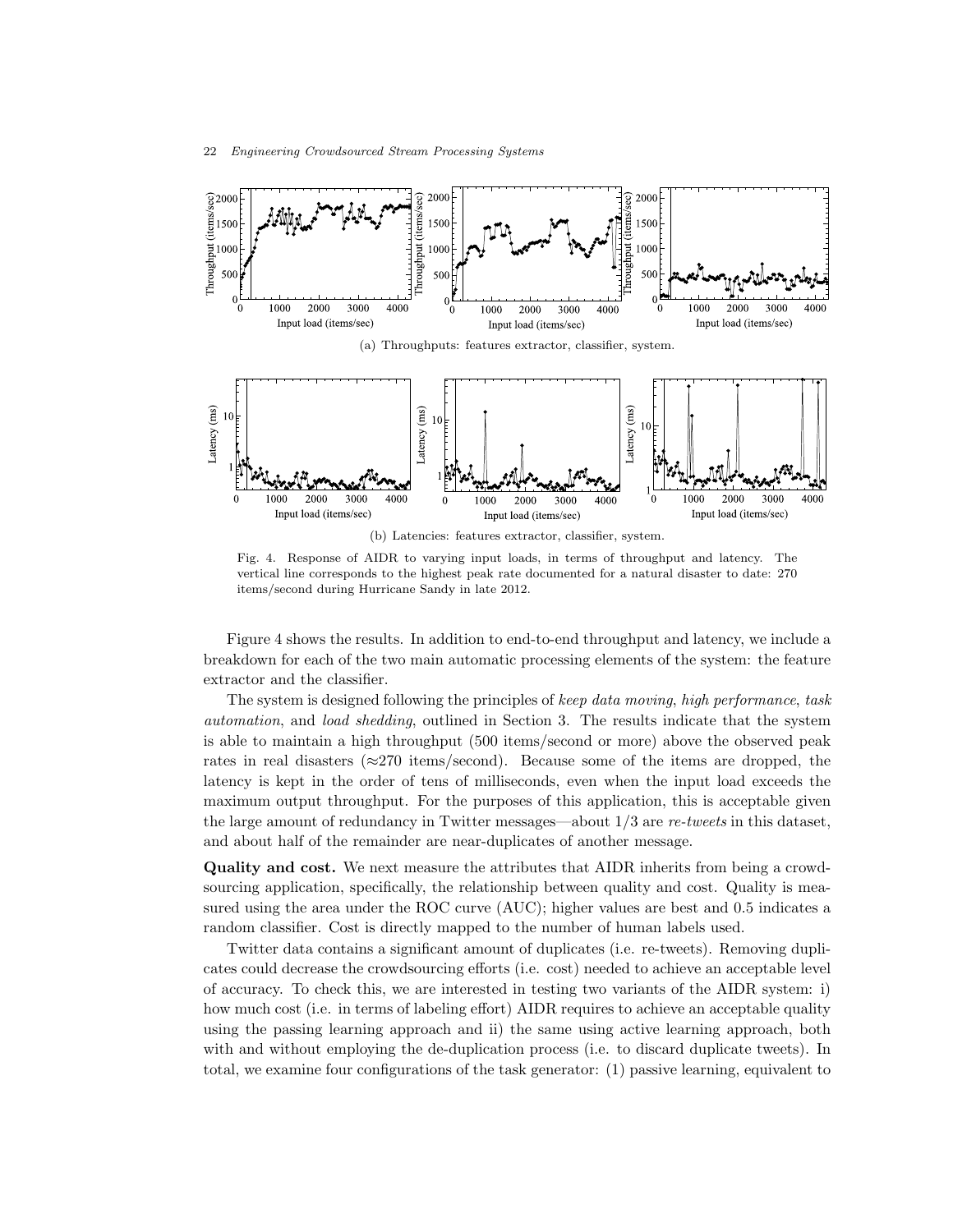(a) Throughputs: features extractor, classifier, system.

(b) Latencies: features extractor, classifier, system.

Fig. 4. Response of AIDR to varying input loads, in terms of throughput and latency. The vertical line corresponds to the highest peak rate documented for a natural disaster to date: 270 items/second during Hurricane Sandy in late 2012.

Figure 4 shows the results. In addition to end-to-end throughput and latency, we include a breakdown for each of the two main automatic processing elements of the system: the feature extractor and the classifier.

The system is designed following the principles of *keep data moving*, *high performance*, *task automation*, and *load shedding*, outlined in Section 3. The results indicate that the system is able to maintain a high throughput (500 items/second or more) above the observed peak rates in real disasters (≈270 items/second). Because some of the items are dropped, the latency is kept in the order of tens of milliseconds, even when the input load exceeds the maximum output throughput. For the purposes of this application, this is acceptable given the large amount of redundancy in Twitter messages—about 1/3 are *re-tweets* in this dataset, and about half of the remainder are near-duplicates of another message.

**Quality and cost.** We next measure the attributes that AIDR inherits from being a crowdsourcing application, specifically, the relationship between quality and cost. Quality is measured using the area under the ROC curve (AUC); higher values are best and 0.5 indicates a random classifier. Cost is directly mapped to the number of human labels used.

Twitter data contains a significant amount of duplicates (i.e. re-tweets). Removing duplicates could decrease the crowdsourcing efforts (i.e. cost) needed to achieve an acceptable level of accuracy. To check this, we are interested in testing two variants of the AIDR system: i) how much cost (i.e. in terms of labeling effort) AIDR requires to achieve an acceptable quality using the passing learning approach and ii) the same using active learning approach, both with and without employing the de-duplication process (i.e. to discard duplicate tweets). In total, we examine four configurations of the task generator: (1) passive learning, equivalent to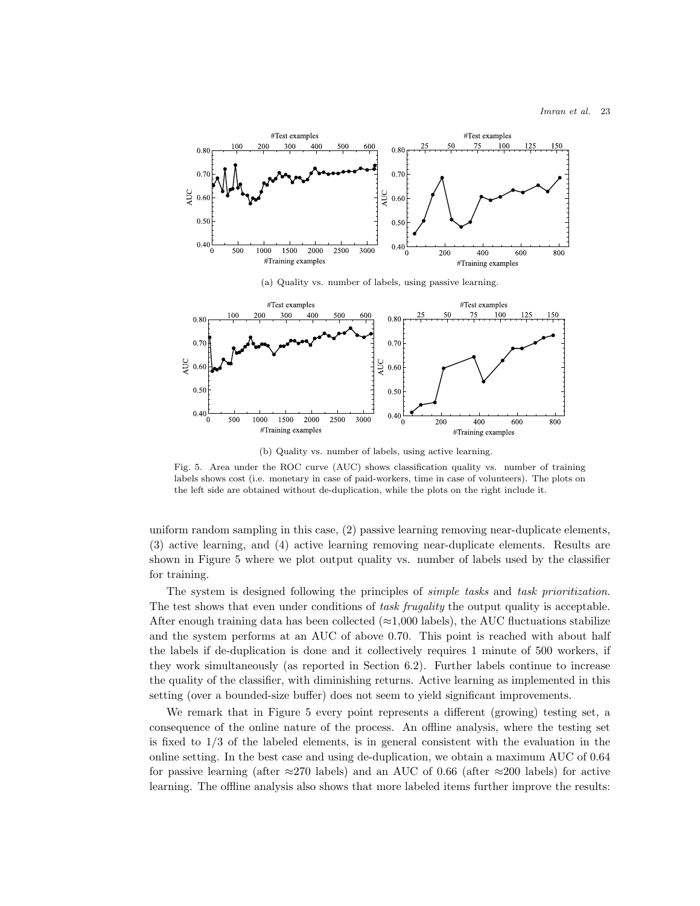(a) Quality vs. number of labels, using passive learning.

(b) Quality vs. number of labels, using active learning.

Fig. 5. Area under the ROC curve (AUC) shows classification quality vs. number of training labels shows cost (i.e. monetary in case of paid-workers, time in case of volunteers). The plots on the left side are obtained without de-duplication, while the plots on the right include it.

uniform random sampling in this case, (2) passive learning removing near-duplicate elements, (3) active learning, and (4) active learning removing near-duplicate elements. Results are shown in Figure 5 where we plot output quality vs. number of labels used by the classifier for training.

The system is designed following the principles of *simple tasks* and *task prioritization*. The test shows that even under conditions of *task frugality* the output quality is acceptable. After enough training data has been collected (≈1,000 labels), the AUC fluctuations stabilize and the system performs at an AUC of above 0.70. This point is reached with about half the labels if de-duplication is done and it collectively requires 1 minute of 500 workers, if they work simultaneously (as reported in Section 6.2). Further labels continue to increase the quality of the classifier, with diminishing returns. Active learning as implemented in this setting (over a bounded-size buffer) does not seem to yield significant improvements.

We remark that in Figure 5 every point represents a different (growing) testing set, a consequence of the online nature of the process. An offline analysis, where the testing set is fixed to 1/3 of the labeled elements, is in general consistent with the evaluation in the online setting. In the best case and using de-duplication, we obtain a maximum AUC of 0.64 for passive learning (after ≈270 labels) and an AUC of 0.66 (after ≈200 labels) for active learning. The offline analysis also shows that more labeled items further improve the results: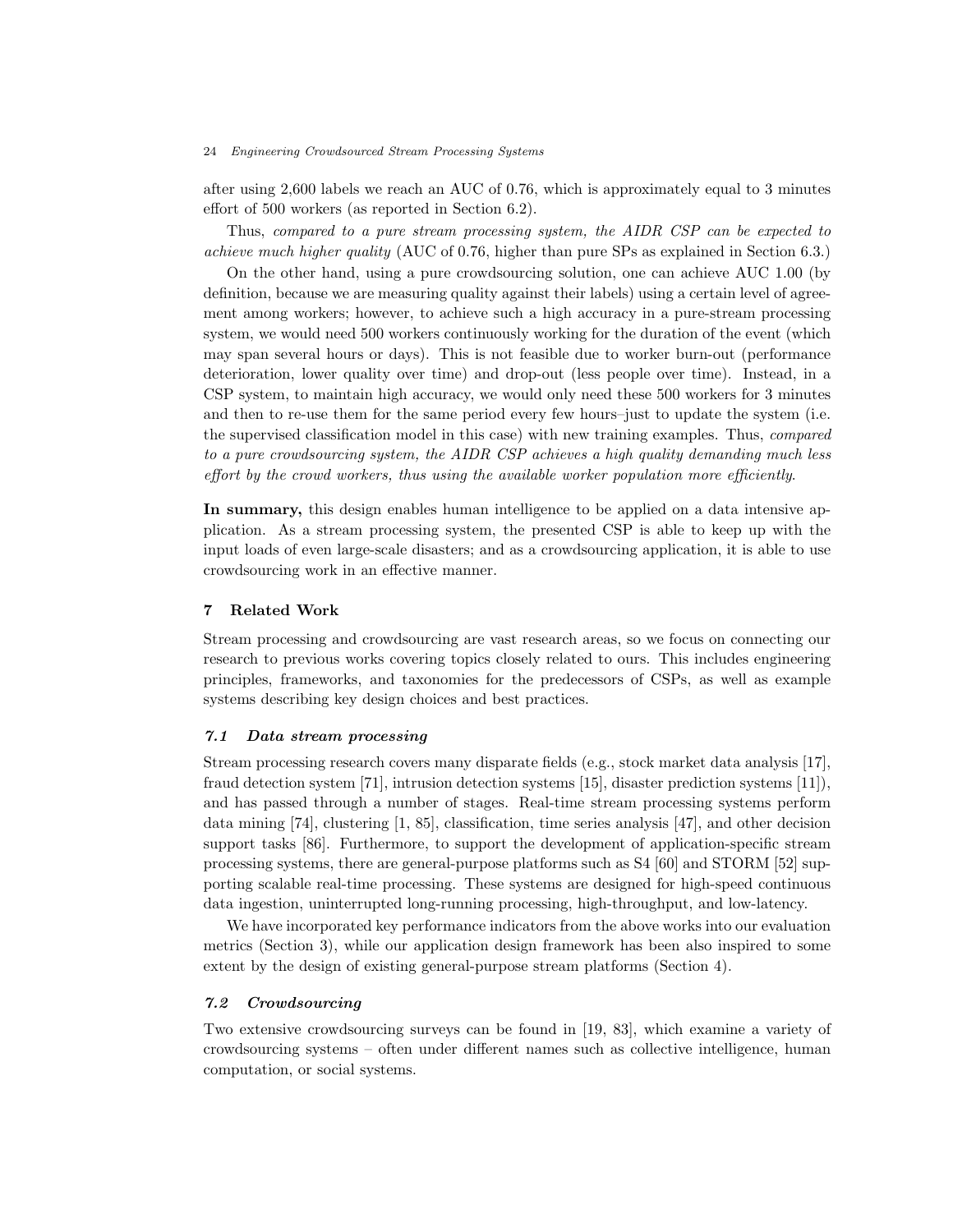after using 2,600 labels we reach an AUC of 0.76, which is approximately equal to 3 minutes effort of 500 workers (as reported in Section 6.2).

Thus, *compared to a pure stream processing system, the AIDR CSP can be expected to achieve much higher quality* (AUC of 0.76, higher than pure SPs as explained in Section 6.3.)

On the other hand, using a pure crowdsourcing solution, one can achieve AUC 1.00 (by definition, because we are measuring quality against their labels) using a certain level of agreement among workers; however, to achieve such a high accuracy in a pure-stream processing system, we would need 500 workers continuously working for the duration of the event (which may span several hours or days). This is not feasible due to worker burn-out (performance deterioration, lower quality over time) and drop-out (less people over time). Instead, in a CSP system, to maintain high accuracy, we would only need these 500 workers for 3 minutes and then to re-use them for the same period every few hours–just to update the system (i.e. the supervised classification model in this case) with new training examples. Thus, *compared to a pure crowdsourcing system, the AIDR CSP achieves a high quality demanding much less effort by the crowd workers, thus using the available worker population more efficiently*.

**In summary,** this design enables human intelligence to be applied on a data intensive application. As a stream processing system, the presented CSP is able to keep up with the input loads of even large-scale disasters; and as a crowdsourcing application, it is able to use crowdsourcing work in an effective manner.

## 7 Related Work

Stream processing and crowdsourcing are vast research areas, so we focus on connecting our research to previous works covering topics closely related to ours. This includes engineering principles, frameworks, and taxonomies for the predecessors of CSPs, as well as example systems describing key design choices and best practices.

### 7.1 Data stream processing

Stream processing research covers many disparate fields (e.g., stock market data analysis [17], fraud detection system [71], intrusion detection systems [15], disaster prediction systems [11]), and has passed through a number of stages. Real-time stream processing systems perform data mining [74], clustering [1, 85], classification, time series analysis [47], and other decision support tasks [86]. Furthermore, to support the development of application-specific stream processing systems, there are general-purpose platforms such as S4 [60] and STORM [52] supporting scalable real-time processing. These systems are designed for high-speed continuous data ingestion, uninterrupted long-running processing, high-throughput, and low-latency.

We have incorporated key performance indicators from the above works into our evaluation metrics (Section 3), while our application design framework has been also inspired to some extent by the design of existing general-purpose stream platforms (Section 4).

### 7.2 Crowdsourcing

Two extensive crowdsourcing surveys can be found in [19, 83], which examine a variety of crowdsourcing systems – often under different names such as collective intelligence, human computation, or social systems.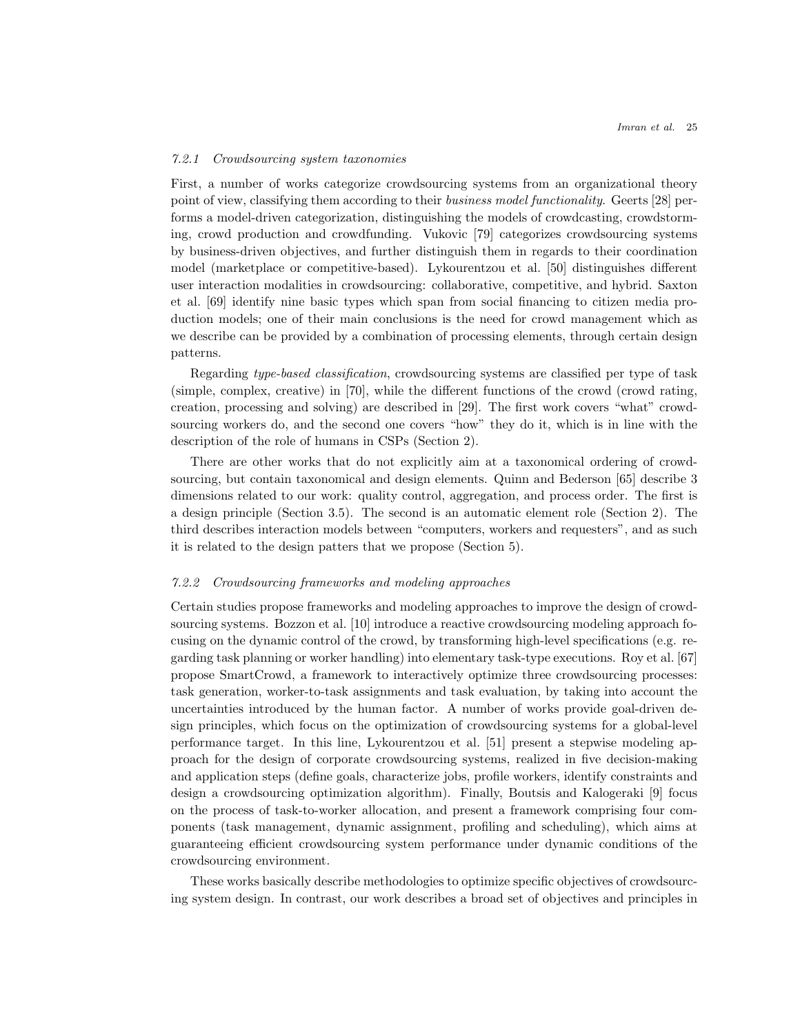### 7.2.1 Crowdsourcing system taxonomies

First, a number of works categorize crowdsourcing systems from an organizational theory point of view, classifying them according to their *business model functionality*. Geerts [28] performs a model-driven categorization, distinguishing the models of crowdcasting, crowdstorming, crowd production and crowdfunding. Vukovic [79] categorizes crowdsourcing systems by business-driven objectives, and further distinguish them in regards to their coordination model (marketplace or competitive-based). Lykourentzou et al. [50] distinguishes different user interaction modalities in crowdsourcing: collaborative, competitive, and hybrid. Saxton et al. [69] identify nine basic types which span from social financing to citizen media production models; one of their main conclusions is the need for crowd management which as we describe can be provided by a combination of processing elements, through certain design patterns.

Regarding *type-based classification*, crowdsourcing systems are classified per type of task (simple, complex, creative) in [70], while the different functions of the crowd (crowd rating, creation, processing and solving) are described in [29]. The first work covers "what" crowdsourcing workers do, and the second one covers "how" they do it, which is in line with the description of the role of humans in CSPs (Section 2).

There are other works that do not explicitly aim at a taxonomical ordering of crowdsourcing, but contain taxonomical and design elements. Quinn and Bederson [65] describe 3 dimensions related to our work: quality control, aggregation, and process order. The first is a design principle (Section 3.5). The second is an automatic element role (Section 2). The third describes interaction models between "computers, workers and requesters", and as such it is related to the design patters that we propose (Section 5).

### 7.2.2 Crowdsourcing frameworks and modeling approaches

Certain studies propose frameworks and modeling approaches to improve the design of crowdsourcing systems. Bozzon et al. [10] introduce a reactive crowdsourcing modeling approach focusing on the dynamic control of the crowd, by transforming high-level specifications (e.g. regarding task planning or worker handling) into elementary task-type executions. Roy et al. [67] propose SmartCrowd, a framework to interactively optimize three crowdsourcing processes: task generation, worker-to-task assignments and task evaluation, by taking into account the uncertainties introduced by the human factor. A number of works provide goal-driven design principles, which focus on the optimization of crowdsourcing systems for a global-level performance target. In this line, Lykourentzou et al. [51] present a stepwise modeling approach for the design of corporate crowdsourcing systems, realized in five decision-making and application steps (define goals, characterize jobs, profile workers, identify constraints and design a crowdsourcing optimization algorithm). Finally, Boutsis and Kalogeraki [9] focus on the process of task-to-worker allocation, and present a framework comprising four components (task management, dynamic assignment, profiling and scheduling), which aims at guaranteeing efficient crowdsourcing system performance under dynamic conditions of the crowdsourcing environment.

These works basically describe methodologies to optimize specific objectives of crowdsourcing system design. In contrast, our work describes a broad set of objectives and principles in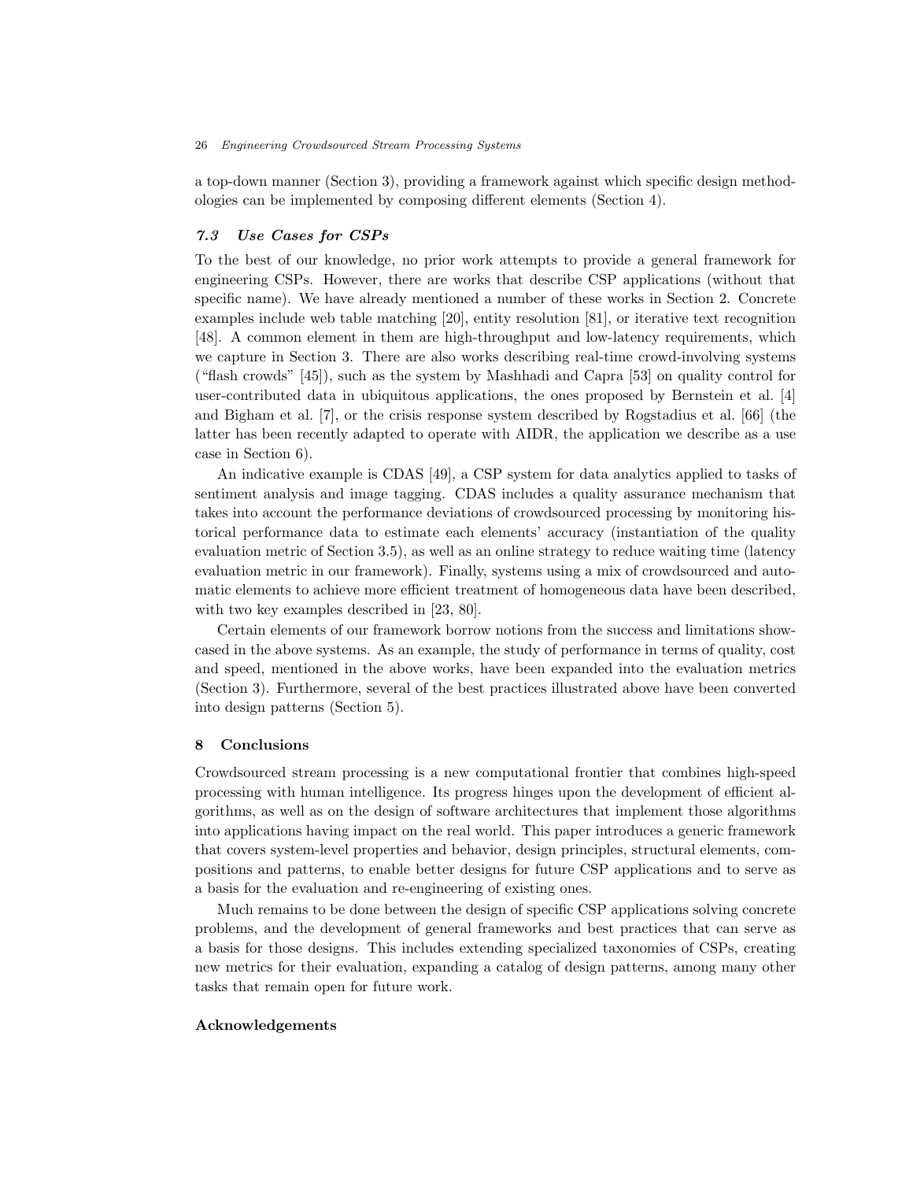a top-down manner (Section 3), providing a framework against which specific design methodologies can be implemented by composing different elements (Section 4).

### *7.3 Use Cases for CSPs*

To the best of our knowledge, no prior work attempts to provide a general framework for engineering CSPs. However, there are works that describe CSP applications (without that specific name). We have already mentioned a number of these works in Section 2. Concrete examples include web table matching [20], entity resolution [81], or iterative text recognition [48]. A common element in them are high-throughput and low-latency requirements, which we capture in Section 3. There are also works describing real-time crowd-involving systems ("flash crowds" [45]), such as the system by Mashhadi and Capra [53] on quality control for user-contributed data in ubiquitous applications, the ones proposed by Bernstein et al. [4] and Bigham et al. [7], or the crisis response system described by Rogstadius et al. [66] (the latter has been recently adapted to operate with AIDR, the application we describe as a use case in Section 6).

An indicative example is CDAS [49], a CSP system for data analytics applied to tasks of sentiment analysis and image tagging. CDAS includes a quality assurance mechanism that takes into account the performance deviations of crowdsourced processing by monitoring historical performance data to estimate each elements' accuracy (instantiation of the quality evaluation metric of Section 3.5), as well as an online strategy to reduce waiting time (latency evaluation metric in our framework). Finally, systems using a mix of crowdsourced and automatic elements to achieve more efficient treatment of homogeneous data have been described, with two key examples described in [23, 80].

Certain elements of our framework borrow notions from the success and limitations showcased in the above systems. As an example, the study of performance in terms of quality, cost and speed, mentioned in the above works, have been expanded into the evaluation metrics (Section 3). Furthermore, several of the best practices illustrated above have been converted into design patterns (Section 5).

## 8 Conclusions

Crowdsourced stream processing is a new computational frontier that combines high-speed processing with human intelligence. Its progress hinges upon the development of efficient algorithms, as well as on the design of software architectures that implement those algorithms into applications having impact on the real world. This paper introduces a generic framework that covers system-level properties and behavior, design principles, structural elements, compositions and patterns, to enable better designs for future CSP applications and to serve as a basis for the evaluation and re-engineering of existing ones.

Much remains to be done between the design of specific CSP applications solving concrete problems, and the development of general frameworks and best practices that can serve as a basis for those designs. This includes extending specialized taxonomies of CSPs, creating new metrics for their evaluation, expanding a catalog of design patterns, among many other tasks that remain open for future work.

### Acknowledgements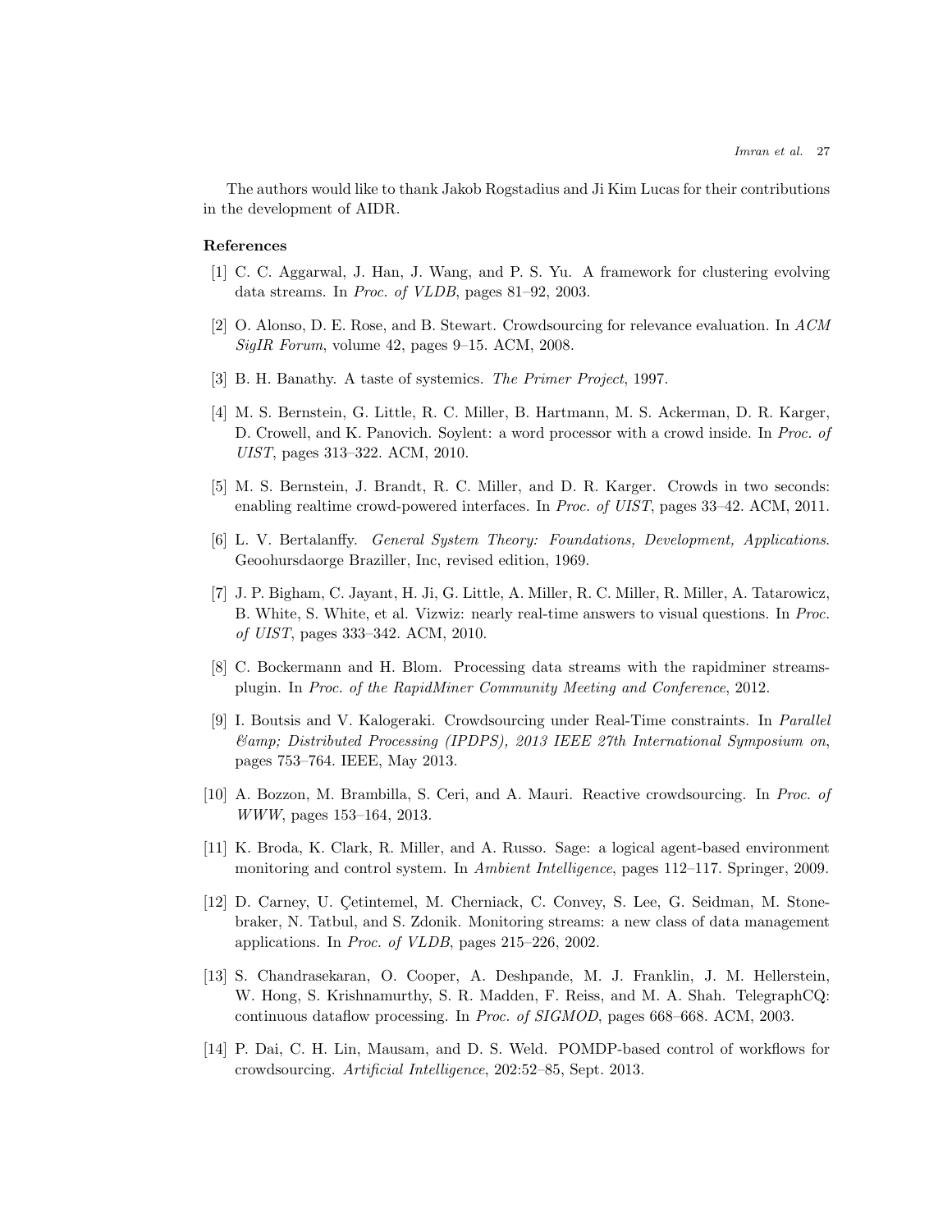The authors would like to thank Jakob Rogstadius and Ji Kim Lucas for their contributions in the development of AIDR.

## References

[1] C. C. Aggarwal, J. Han, J. Wang, and P. S. Yu. A framework for clustering evolving data streams. In *Proc. of VLDB*, pages 81–92, 2003.

[2] O. Alonso, D. E. Rose, and B. Stewart. Crowdsourcing for relevance evaluation. In *ACM SigIR Forum*, volume 42, pages 9–15. ACM, 2008.

[3] B. H. Banathy. A taste of systemics. *The Primer Project*, 1997.

[4] M. S. Bernstein, G. Little, R. C. Miller, B. Hartmann, M. S. Ackerman, D. R. Karger, D. Crowell, and K. Panovich. Soylent: a word processor with a crowd inside. In *Proc. of UIST*, pages 313–322. ACM, 2010.

[5] M. S. Bernstein, J. Brandt, R. C. Miller, and D. R. Karger. Crowds in two seconds: enabling realtime crowd-powered interfaces. In *Proc. of UIST*, pages 33–42. ACM, 2011.

[6] L. V. Bertalanffy. *General System Theory: Foundations, Development, Applications*. Geoohursdaorge Braziller, Inc, revised edition, 1969.

[7] J. P. Bigham, C. Jayant, H. Ji, G. Little, A. Miller, R. C. Miller, R. Miller, A. Tatarowicz, B. White, S. White, et al. Vizwiz: nearly real-time answers to visual questions. In *Proc. of UIST*, pages 333–342. ACM, 2010.

[8] C. Bockermann and H. Blom. Processing data streams with the rapidminer streams-plugin. In *Proc. of the RapidMiner Community Meeting and Conference*, 2012.

[9] I. Boutsis and V. Kalogeraki. Crowdsourcing under Real-Time constraints. In *Parallel &amp; Distributed Processing (IPDPS), 2013 IEEE 27th International Symposium on*, pages 753–764. IEEE, May 2013.

[10] A. Bozzon, M. Brambilla, S. Ceri, and A. Mauri. Reactive crowdsourcing. In *Proc. of WWW*, pages 153–164, 2013.

[11] K. Broda, K. Clark, R. Miller, and A. Russo. Sage: a logical agent-based environment monitoring and control system. In *Ambient Intelligence*, pages 112–117. Springer, 2009.

[12] D. Carney, U. Çetintemel, M. Cherniack, C. Convey, S. Lee, G. Seidman, M. Stonebraker, N. Tatbul, and S. Zdonik. Monitoring streams: a new class of data management applications. In *Proc. of VLDB*, pages 215–226, 2002.

[13] S. Chandrasekaran, O. Cooper, A. Deshpande, M. J. Franklin, J. M. Hellerstein, W. Hong, S. Krishnamurthy, S. R. Madden, F. Reiss, and M. A. Shah. TelegraphCQ: continuous dataflow processing. In *Proc. of SIGMOD*, pages 668–668. ACM, 2003.

[14] P. Dai, C. H. Lin, Mausam, and D. S. Weld. POMDP-based control of workflows for crowdsourcing. *Artificial Intelligence*, 202:52–85, Sept. 2013.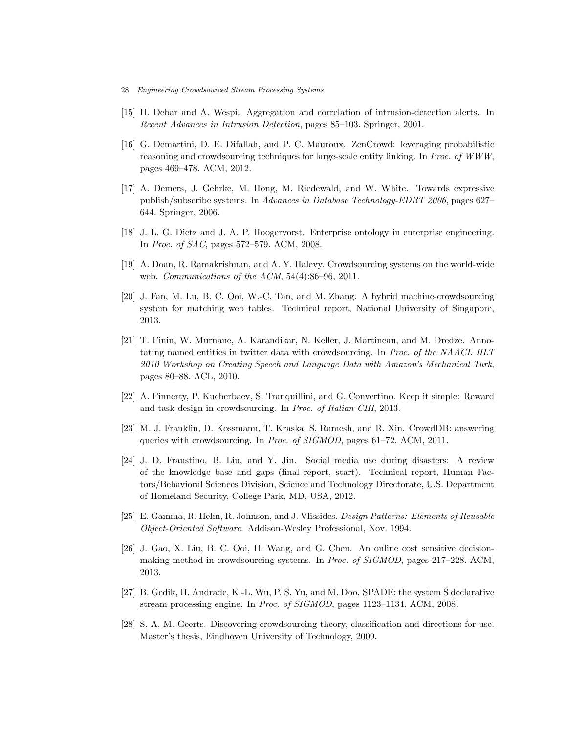[15] H. Debar and A. Wespi. Aggregation and correlation of intrusion-detection alerts. In *Recent Advances in Intrusion Detection*, pages 85–103. Springer, 2001.

[16] G. Demartini, D. E. Difallah, and P. C. Mauroux. ZenCrowd: leveraging probabilistic reasoning and crowdsourcing techniques for large-scale entity linking. In *Proc. of WWW*, pages 469–478. ACM, 2012.

[17] A. Demers, J. Gehrke, M. Hong, M. Riedewald, and W. White. Towards expressive publish/subscribe systems. In *Advances in Database Technology-EDBT 2006*, pages 627–644. Springer, 2006.

[18] J. L. G. Dietz and J. A. P. Hoogervorst. Enterprise ontology in enterprise engineering. In *Proc. of SAC*, pages 572–579. ACM, 2008.

[19] A. Doan, R. Ramakrishnan, and A. Y. Halevy. Crowdsourcing systems on the world-wide web. *Communications of the ACM*, 54(4):86–96, 2011.

[20] J. Fan, M. Lu, B. C. Ooi, W.-C. Tan, and M. Zhang. A hybrid machine-crowdsourcing system for matching web tables. Technical report, National University of Singapore, 2013.

[21] T. Finin, W. Murnane, A. Karandikar, N. Keller, J. Martineau, and M. Dredze. Annotating named entities in twitter data with crowdsourcing. In *Proc. of the NAACL HLT 2010 Workshop on Creating Speech and Language Data with Amazon's Mechanical Turk*, pages 80–88. ACL, 2010.

[22] A. Finnerty, P. Kucherbaev, S. Tranquillini, and G. Convertino. Keep it simple: Reward and task design in crowdsourcing. In *Proc. of Italian CHI*, 2013.

[23] M. J. Franklin, D. Kossmann, T. Kraska, S. Ramesh, and R. Xin. CrowdDB: answering queries with crowdsourcing. In *Proc. of SIGMOD*, pages 61–72. ACM, 2011.

[24] J. D. Fraustino, B. Liu, and Y. Jin. Social media use during disasters: A review of the knowledge base and gaps (final report, start). Technical report, Human Factors/Behavioral Sciences Division, Science and Technology Directorate, U.S. Department of Homeland Security, College Park, MD, USA, 2012.

[25] E. Gamma, R. Helm, R. Johnson, and J. Vlissides. *Design Patterns: Elements of Reusable Object-Oriented Software*. Addison-Wesley Professional, Nov. 1994.

[26] J. Gao, X. Liu, B. C. Ooi, H. Wang, and G. Chen. An online cost sensitive decision-making method in crowdsourcing systems. In *Proc. of SIGMOD*, pages 217–228. ACM, 2013.

[27] B. Gedik, H. Andrade, K.-L. Wu, P. S. Yu, and M. Doo. SPADE: the system S declarative stream processing engine. In *Proc. of SIGMOD*, pages 1123–1134. ACM, 2008.

[28] S. A. M. Geerts. Discovering crowdsourcing theory, classification and directions for use. Master's thesis, Eindhoven University of Technology, 2009.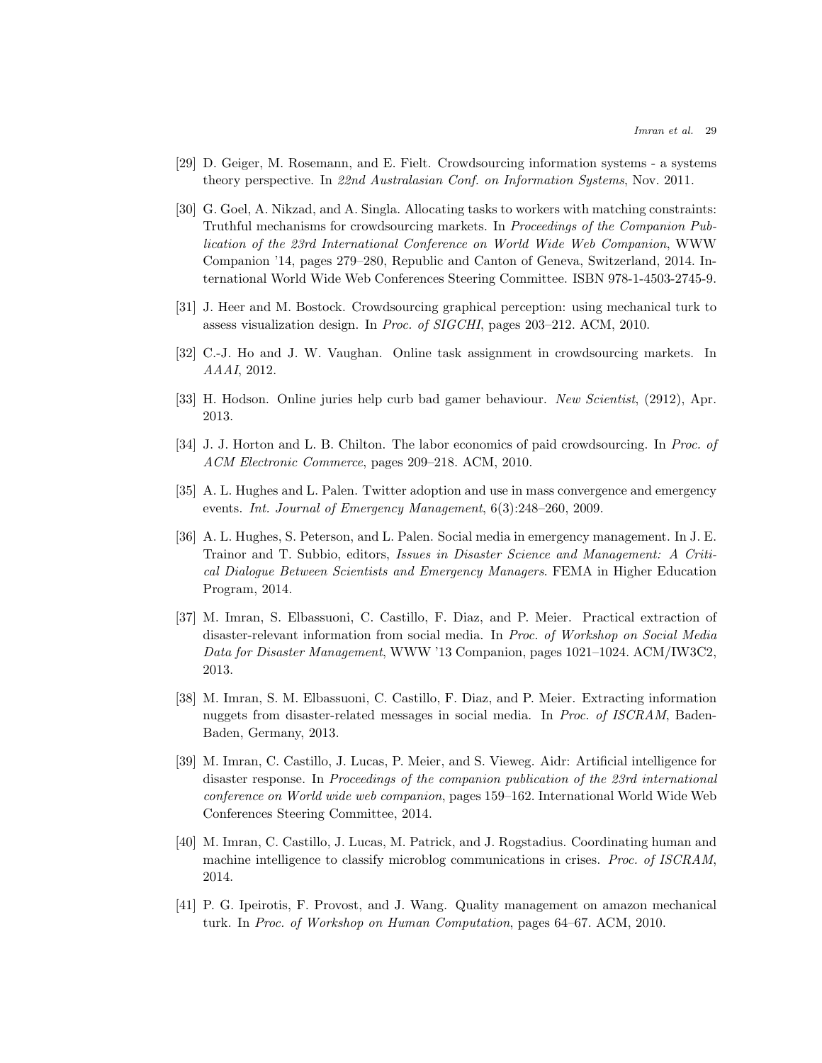[29] D. Geiger, M. Rosemann, and E. Fielt. Crowdsourcing information systems - a systems theory perspective. In *22nd Australasian Conf. on Information Systems*, Nov. 2011.

[30] G. Goel, A. Nikzad, and A. Singla. Allocating tasks to workers with matching constraints: Truthful mechanisms for crowdsourcing markets. In *Proceedings of the Companion Publication of the 23rd International Conference on World Wide Web Companion*, WWW Companion '14, pages 279–280, Republic and Canton of Geneva, Switzerland, 2014. International World Wide Web Conferences Steering Committee. ISBN 978-1-4503-2745-9.

[31] J. Heer and M. Bostock. Crowdsourcing graphical perception: using mechanical turk to assess visualization design. In *Proc. of SIGCHI*, pages 203–212. ACM, 2010.

[32] C.-J. Ho and J. W. Vaughan. Online task assignment in crowdsourcing markets. In *AAAI*, 2012.

[33] H. Hodson. Online juries help curb bad gamer behaviour. *New Scientist*, (2912), Apr. 2013.

[34] J. J. Horton and L. B. Chilton. The labor economics of paid crowdsourcing. In *Proc. of ACM Electronic Commerce*, pages 209–218. ACM, 2010.

[35] A. L. Hughes and L. Palen. Twitter adoption and use in mass convergence and emergency events. *Int. Journal of Emergency Management*, 6(3):248–260, 2009.

[36] A. L. Hughes, S. Peterson, and L. Palen. Social media in emergency management. In J. E. Trainor and T. Subbio, editors, *Issues in Disaster Science and Management: A Critical Dialogue Between Scientists and Emergency Managers*. FEMA in Higher Education Program, 2014.

[37] M. Imran, S. Elbassuoni, C. Castillo, F. Diaz, and P. Meier. Practical extraction of disaster-relevant information from social media. In *Proc. of Workshop on Social Media Data for Disaster Management*, WWW '13 Companion, pages 1021–1024. ACM/IW3C2, 2013.

[38] M. Imran, S. M. Elbassuoni, C. Castillo, F. Diaz, and P. Meier. Extracting information nuggets from disaster-related messages in social media. In *Proc. of ISCRAM*, Baden-Baden, Germany, 2013.

[39] M. Imran, C. Castillo, J. Lucas, P. Meier, and S. Vieweg. Aidr: Artificial intelligence for disaster response. In *Proceedings of the companion publication of the 23rd international conference on World wide web companion*, pages 159–162. International World Wide Web Conferences Steering Committee, 2014.

[40] M. Imran, C. Castillo, J. Lucas, M. Patrick, and J. Rogstadius. Coordinating human and machine intelligence to classify microblog communications in crises. *Proc. of ISCRAM*, 2014.

[41] P. G. Ipeirotis, F. Provost, and J. Wang. Quality management on amazon mechanical turk. In *Proc. of Workshop on Human Computation*, pages 64–67. ACM, 2010.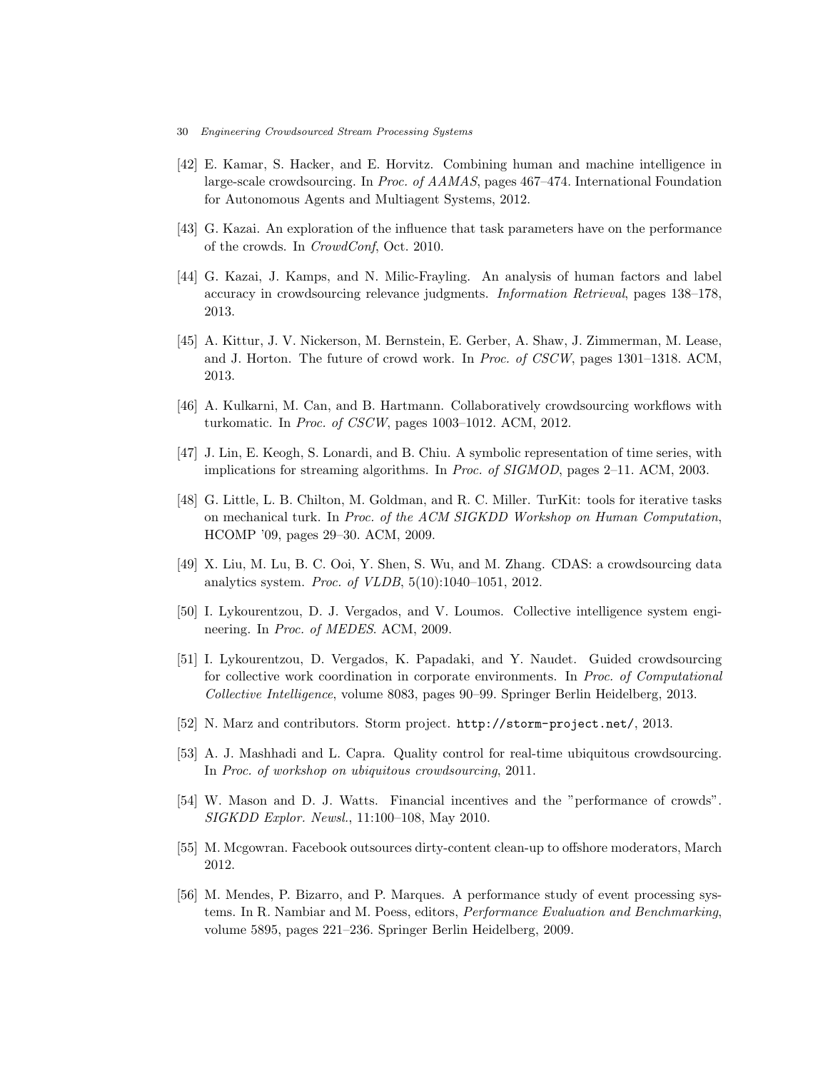[42] E. Kamar, S. Hacker, and E. Horvitz. Combining human and machine intelligence in large-scale crowdsourcing. In *Proc. of AAMAS*, pages 467–474. International Foundation for Autonomous Agents and Multiagent Systems, 2012.

[43] G. Kazai. An exploration of the influence that task parameters have on the performance of the crowds. In *CrowdConf*, Oct. 2010.

[44] G. Kazai, J. Kamps, and N. Milic-Frayling. An analysis of human factors and label accuracy in crowdsourcing relevance judgments. *Information Retrieval*, pages 138–178, 2013.

[45] A. Kittur, J. V. Nickerson, M. Bernstein, E. Gerber, A. Shaw, J. Zimmerman, M. Lease, and J. Horton. The future of crowd work. In *Proc. of CSCW*, pages 1301–1318. ACM, 2013.

[46] A. Kulkarni, M. Can, and B. Hartmann. Collaboratively crowdsourcing workflows with turkomatic. In *Proc. of CSCW*, pages 1003–1012. ACM, 2012.

[47] J. Lin, E. Keogh, S. Lonardi, and B. Chiu. A symbolic representation of time series, with implications for streaming algorithms. In *Proc. of SIGMOD*, pages 2–11. ACM, 2003.

[48] G. Little, L. B. Chilton, M. Goldman, and R. C. Miller. TurKit: tools for iterative tasks on mechanical turk. In *Proc. of the ACM SIGKDD Workshop on Human Computation*, HCOMP '09, pages 29–30. ACM, 2009.

[49] X. Liu, M. Lu, B. C. Ooi, Y. Shen, S. Wu, and M. Zhang. CDAS: a crowdsourcing data analytics system. *Proc. of VLDB*, 5(10):1040–1051, 2012.

[50] I. Lykourentzou, D. J. Vergados, and V. Loumos. Collective intelligence system engineering. In *Proc. of MEDES*. ACM, 2009.

[51] I. Lykourentzou, D. Vergados, K. Papadaki, and Y. Naudet. Guided crowdsourcing for collective work coordination in corporate environments. In *Proc. of Computational Collective Intelligence*, volume 8083, pages 90–99. Springer Berlin Heidelberg, 2013.

[52] N. Marz and contributors. Storm project. `http://storm-project.net/`, 2013.

[53] A. J. Mashhadi and L. Capra. Quality control for real-time ubiquitous crowdsourcing. In *Proc. of workshop on ubiquitous crowdsourcing*, 2011.

[54] W. Mason and D. J. Watts. Financial incentives and the "performance of crowds". *SIGKDD Explor. Newsl.*, 11:100–108, May 2010.

[55] M. Mcgowran. Facebook outsources dirty-content clean-up to offshore moderators, March 2012.

[56] M. Mendes, P. Bizarro, and P. Marques. A performance study of event processing systems. In R. Nambiar and M. Poess, editors, *Performance Evaluation and Benchmarking*, volume 5895, pages 221–236. Springer Berlin Heidelberg, 2009.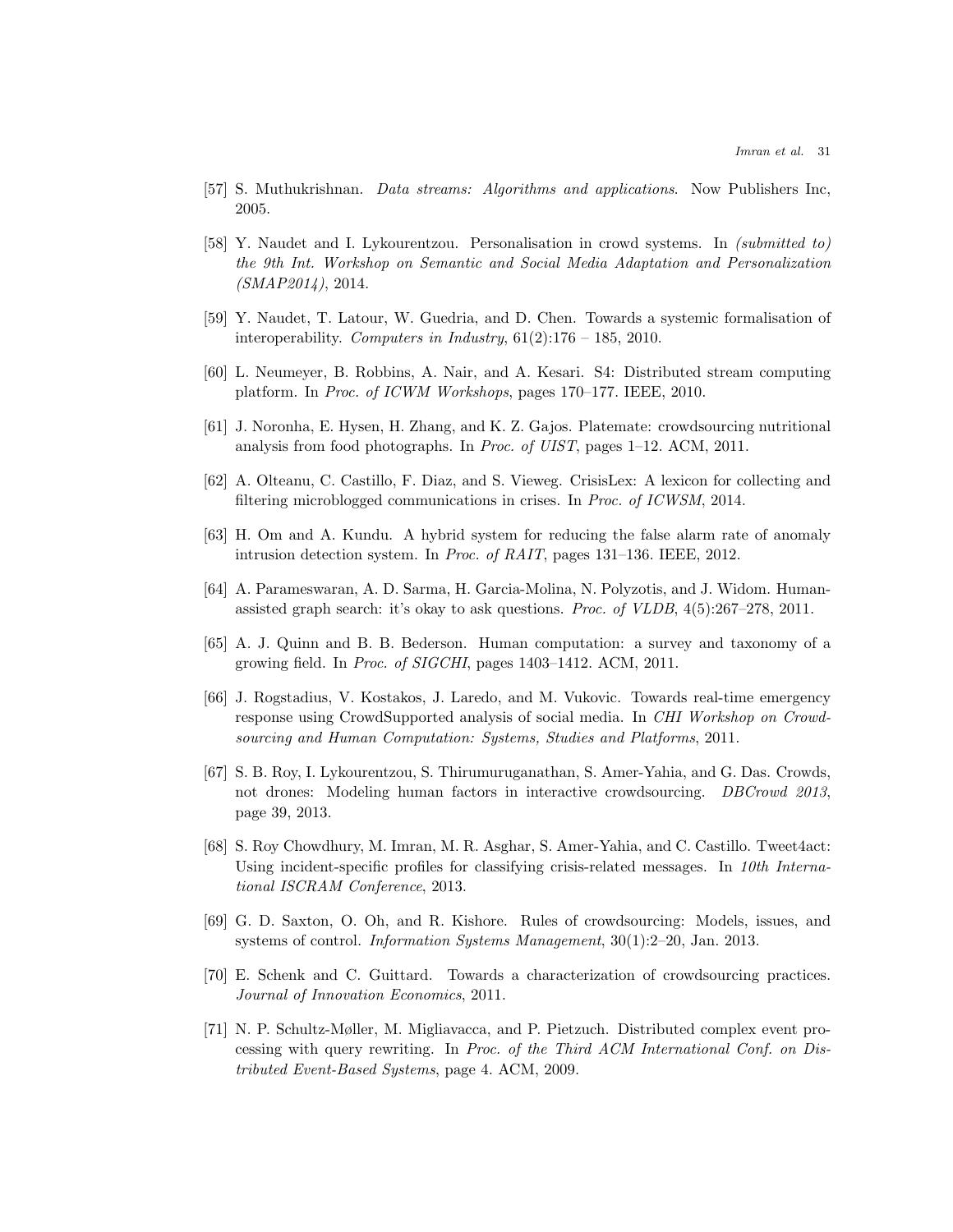[57] S. Muthukrishnan. *Data streams: Algorithms and applications*. Now Publishers Inc, 2005.

[58] Y. Naudet and I. Lykourentzou. Personalisation in crowd systems. In *(submitted to) the 9th Int. Workshop on Semantic and Social Media Adaptation and Personalization (SMAP2014)*, 2014.

[59] Y. Naudet, T. Latour, W. Guedria, and D. Chen. Towards a systemic formalisation of interoperability. *Computers in Industry*, 61(2):176 – 185, 2010.

[60] L. Neumeyer, B. Robbins, A. Nair, and A. Kesari. S4: Distributed stream computing platform. In *Proc. of ICWM Workshops*, pages 170–177. IEEE, 2010.

[61] J. Noronha, E. Hysen, H. Zhang, and K. Z. Gajos. Platemate: crowdsourcing nutritional analysis from food photographs. In *Proc. of UIST*, pages 1–12. ACM, 2011.

[62] A. Olteanu, C. Castillo, F. Diaz, and S. Vieweg. CrisisLex: A lexicon for collecting and filtering microblogged communications in crises. In *Proc. of ICWSM*, 2014.

[63] H. Om and A. Kundu. A hybrid system for reducing the false alarm rate of anomaly intrusion detection system. In *Proc. of RAIT*, pages 131–136. IEEE, 2012.

[64] A. Parameswaran, A. D. Sarma, H. Garcia-Molina, N. Polyzotis, and J. Widom. Human-assisted graph search: it's okay to ask questions. *Proc. of VLDB*, 4(5):267–278, 2011.

[65] A. J. Quinn and B. B. Bederson. Human computation: a survey and taxonomy of a growing field. In *Proc. of SIGCHI*, pages 1403–1412. ACM, 2011.

[66] J. Rogstadius, V. Kostakos, J. Laredo, and M. Vukovic. Towards real-time emergency response using CrowdSupported analysis of social media. In *CHI Workshop on Crowdsourcing and Human Computation: Systems, Studies and Platforms*, 2011.

[67] S. B. Roy, I. Lykourentzou, S. Thirumuruganathan, S. Amer-Yahia, and G. Das. Crowds, not drones: Modeling human factors in interactive crowdsourcing. *DBCrowd 2013*, page 39, 2013.

[68] S. Roy Chowdhury, M. Imran, M. R. Asghar, S. Amer-Yahia, and C. Castillo. Tweet4act: Using incident-specific profiles for classifying crisis-related messages. In *10th International ISCRAM Conference*, 2013.

[69] G. D. Saxton, O. Oh, and R. Kishore. Rules of crowdsourcing: Models, issues, and systems of control. *Information Systems Management*, 30(1):2–20, Jan. 2013.

[70] E. Schenk and C. Guittard. Towards a characterization of crowdsourcing practices. *Journal of Innovation Economics*, 2011.

[71] N. P. Schultz-Møller, M. Migliavacca, and P. Pietzuch. Distributed complex event processing with query rewriting. In *Proc. of the Third ACM International Conf. on Distributed Event-Based Systems*, page 4. ACM, 2009.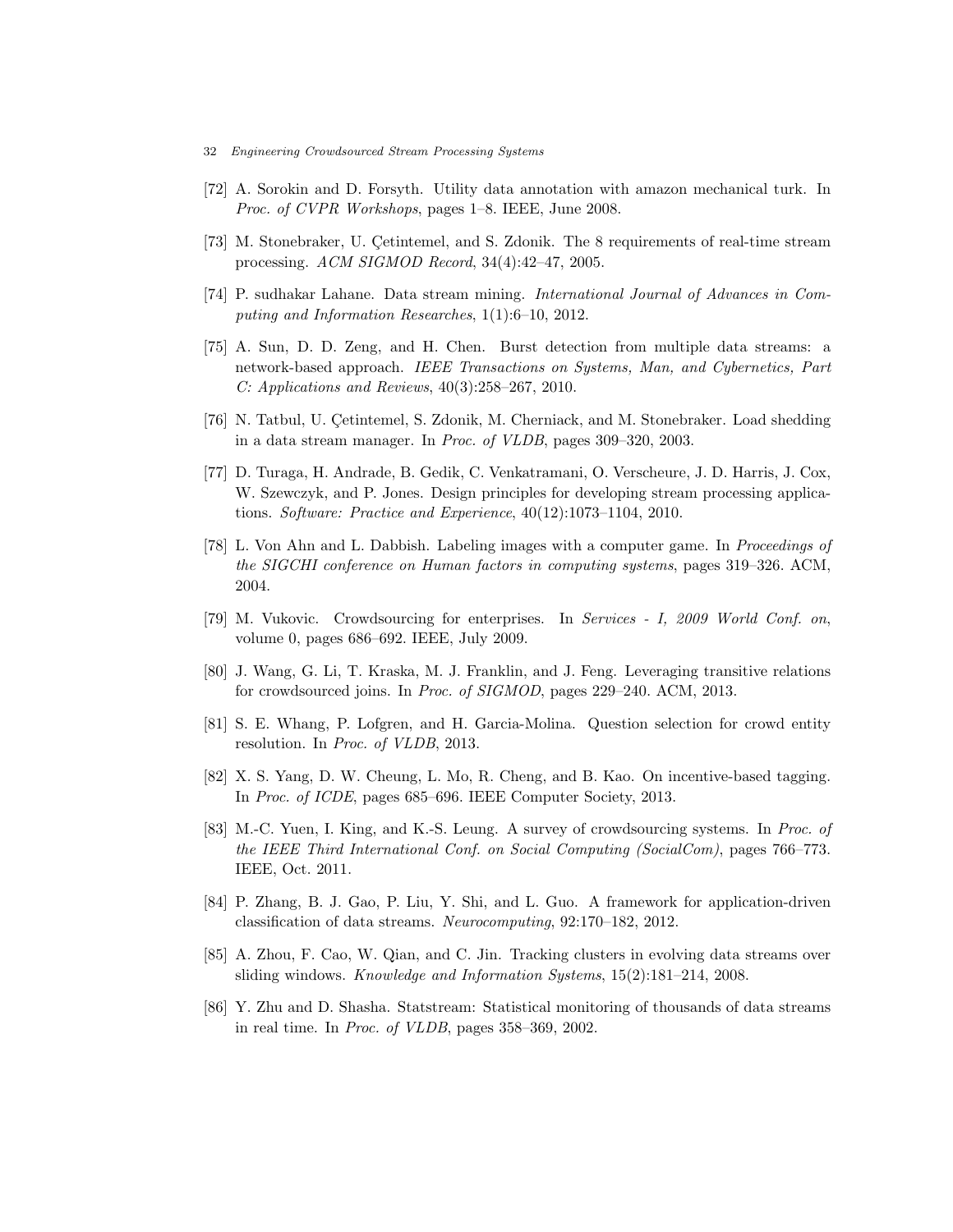[72] A. Sorokin and D. Forsyth. Utility data annotation with amazon mechanical turk. In *Proc. of CVPR Workshops*, pages 1–8. IEEE, June 2008.

[73] M. Stonebraker, U. Çetintemel, and S. Zdonik. The 8 requirements of real-time stream processing. *ACM SIGMOD Record*, 34(4):42–47, 2005.

[74] P. sudhakar Lahane. Data stream mining. *International Journal of Advances in Computing and Information Researches*, 1(1):6–10, 2012.

[75] A. Sun, D. D. Zeng, and H. Chen. Burst detection from multiple data streams: a network-based approach. *IEEE Transactions on Systems, Man, and Cybernetics, Part C: Applications and Reviews*, 40(3):258–267, 2010.

[76] N. Tatbul, U. Çetintemel, S. Zdonik, M. Cherniack, and M. Stonebraker. Load shedding in a data stream manager. In *Proc. of VLDB*, pages 309–320, 2003.

[77] D. Turaga, H. Andrade, B. Gedik, C. Venkatramani, O. Verscheure, J. D. Harris, J. Cox, W. Szewczyk, and P. Jones. Design principles for developing stream processing applications. *Software: Practice and Experience*, 40(12):1073–1104, 2010.

[78] L. Von Ahn and L. Dabbish. Labeling images with a computer game. In *Proceedings of the SIGCHI conference on Human factors in computing systems*, pages 319–326. ACM, 2004.

[79] M. Vukovic. Crowdsourcing for enterprises. In *Services - I, 2009 World Conf. on*, volume 0, pages 686–692. IEEE, July 2009.

[80] J. Wang, G. Li, T. Kraska, M. J. Franklin, and J. Feng. Leveraging transitive relations for crowdsourced joins. In *Proc. of SIGMOD*, pages 229–240. ACM, 2013.

[81] S. E. Whang, P. Lofgren, and H. Garcia-Molina. Question selection for crowd entity resolution. In *Proc. of VLDB*, 2013.

[82] X. S. Yang, D. W. Cheung, L. Mo, R. Cheng, and B. Kao. On incentive-based tagging. In *Proc. of ICDE*, pages 685–696. IEEE Computer Society, 2013.

[83] M.-C. Yuen, I. King, and K.-S. Leung. A survey of crowdsourcing systems. In *Proc. of the IEEE Third International Conf. on Social Computing (SocialCom)*, pages 766–773. IEEE, Oct. 2011.

[84] P. Zhang, B. J. Gao, P. Liu, Y. Shi, and L. Guo. A framework for application-driven classification of data streams. *Neurocomputing*, 92:170–182, 2012.

[85] A. Zhou, F. Cao, W. Qian, and C. Jin. Tracking clusters in evolving data streams over sliding windows. *Knowledge and Information Systems*, 15(2):181–214, 2008.

[86] Y. Zhu and D. Shasha. Statstream: Statistical monitoring of thousands of data streams in real time. In *Proc. of VLDB*, pages 358–369, 2002.